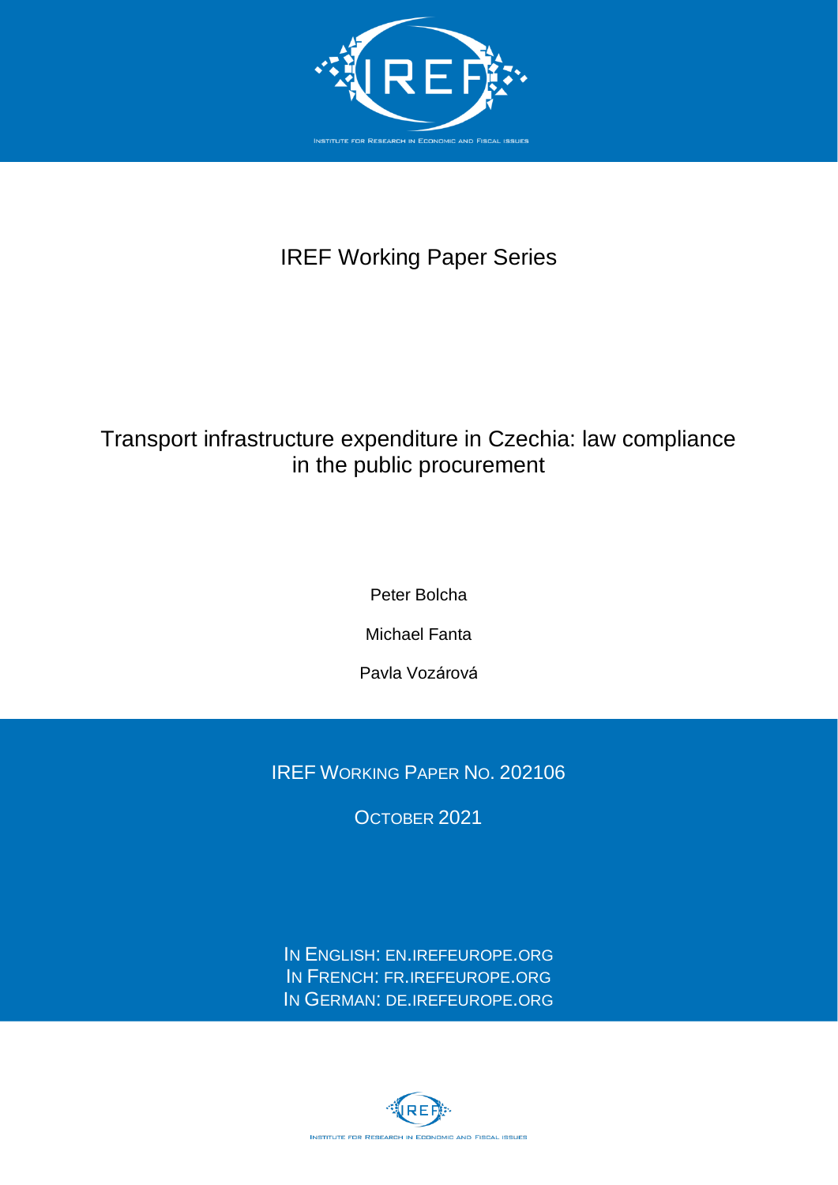IREF Working Paper Series

# Transport infrastructure expenditure in Czechia: law compliance in the public procurement

Peter Bolcha

Michael Fanta

Pavla Vozárová

IREF Working Paper No. 202106

October 2021

In English: en.irefeurope.org
In French: fr.irefeurope.org
In German: de.irefeurope.org

Institute for Research in Economic and Fiscal Issues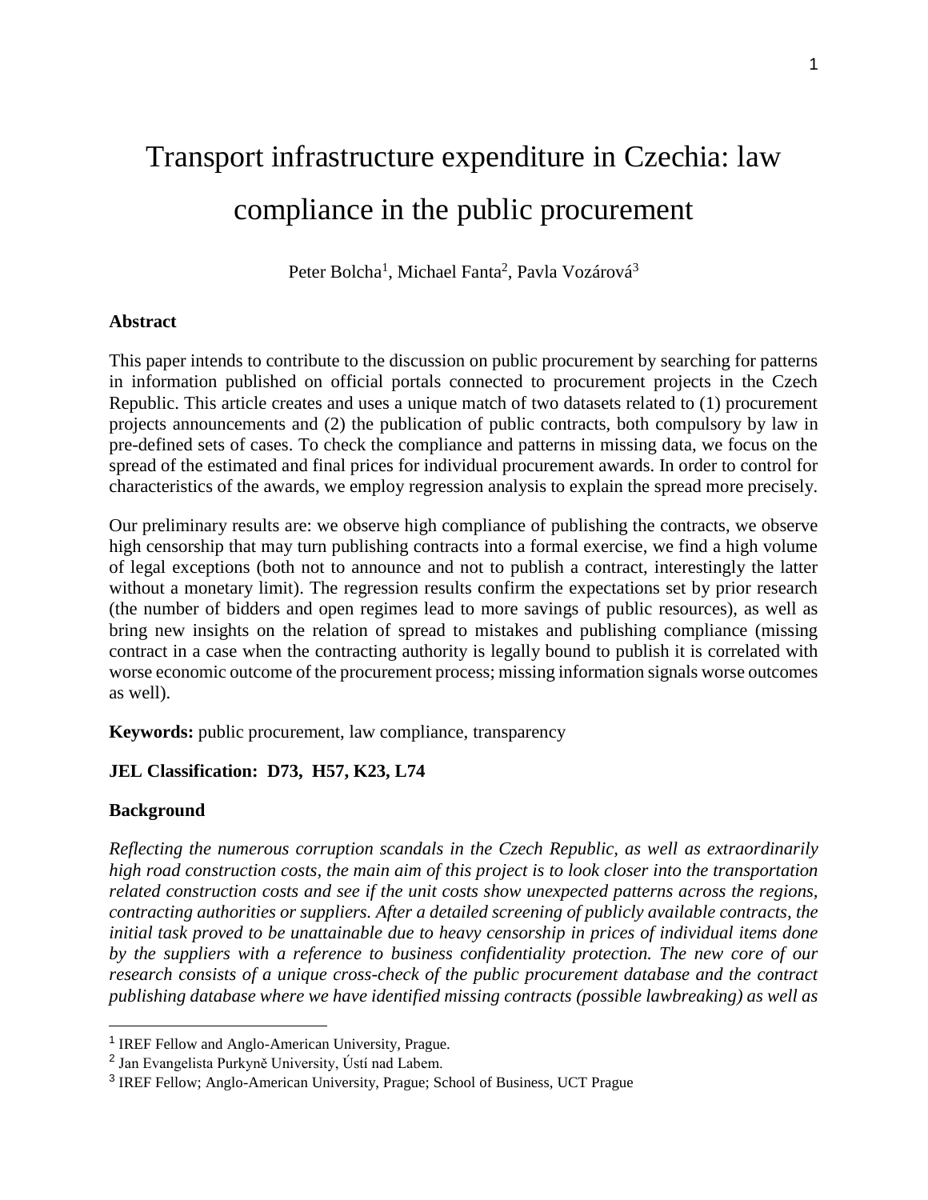# Transport infrastructure expenditure in Czechia: law compliance in the public procurement

Peter Bolcha[1], Michael Fanta[2], Pavla Vozárová[3]

**Abstract**

This paper intends to contribute to the discussion on public procurement by searching for patterns in information published on official portals connected to procurement projects in the Czech Republic. This article creates and uses a unique match of two datasets related to (1) procurement projects announcements and (2) the publication of public contracts, both compulsory by law in pre-defined sets of cases. To check the compliance and patterns in missing data, we focus on the spread of the estimated and final prices for individual procurement awards. In order to control for characteristics of the awards, we employ regression analysis to explain the spread more precisely.

Our preliminary results are: we observe high compliance of publishing the contracts, we observe high censorship that may turn publishing contracts into a formal exercise, we find a high volume of legal exceptions (both not to announce and not to publish a contract, interestingly the latter without a monetary limit). The regression results confirm the expectations set by prior research (the number of bidders and open regimes lead to more savings of public resources), as well as bring new insights on the relation of spread to mistakes and publishing compliance (missing contract in a case when the contracting authority is legally bound to publish it is correlated with worse economic outcome of the procurement process; missing information signals worse outcomes as well).

**Keywords:** public procurement, law compliance, transparency

**JEL Classification: D73, H57, K23, L74**

**Background**

*Reflecting the numerous corruption scandals in the Czech Republic, as well as extraordinarily high road construction costs, the main aim of this project is to look closer into the transportation related construction costs and see if the unit costs show unexpected patterns across the regions, contracting authorities or suppliers. After a detailed screening of publicly available contracts, the initial task proved to be unattainable due to heavy censorship in prices of individual items done by the suppliers with a reference to business confidentiality protection. The new core of our research consists of a unique cross-check of the public procurement database and the contract publishing database where we have identified missing contracts (possible lawbreaking) as well as*

[1] IREF Fellow and Anglo-American University, Prague.

[2] Jan Evangelista Purkyně University, Ústí nad Labem.

[3] IREF Fellow; Anglo-American University, Prague; School of Business, UCT Prague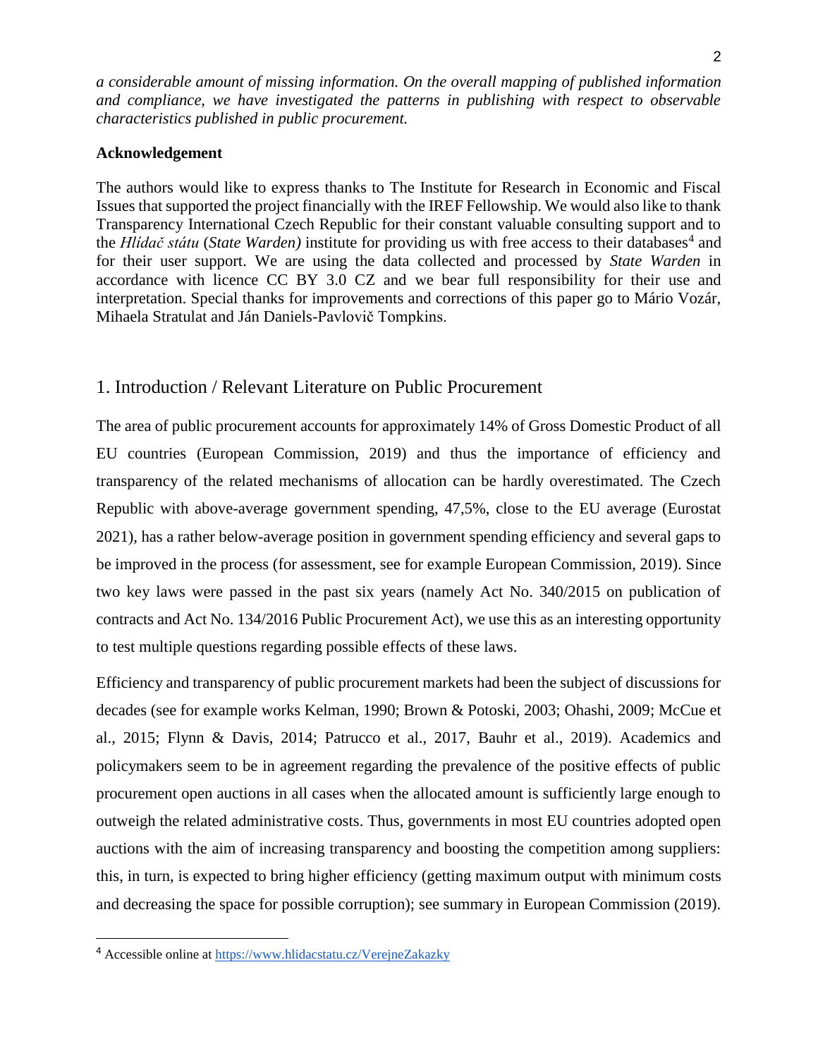*a considerable amount of missing information. On the overall mapping of published information and compliance, we have investigated the patterns in publishing with respect to observable characteristics published in public procurement.*

**Acknowledgement**

The authors would like to express thanks to The Institute for Research in Economic and Fiscal Issues that supported the project financially with the IREF Fellowship. We would also like to thank Transparency International Czech Republic for their constant valuable consulting support and to the *Hlídač státu* (*State Warden)* institute for providing us with free access to their databases[4] and for their user support. We are using the data collected and processed by *State Warden* in accordance with licence CC BY 3.0 CZ and we bear full responsibility for their use and interpretation. Special thanks for improvements and corrections of this paper go to Mário Vozár, Mihaela Stratulat and Ján Daniels-Pavlovič Tompkins.

## 1. Introduction / Relevant Literature on Public Procurement

The area of public procurement accounts for approximately 14% of Gross Domestic Product of all EU countries (European Commission, 2019) and thus the importance of efficiency and transparency of the related mechanisms of allocation can be hardly overestimated. The Czech Republic with above-average government spending, 47,5%, close to the EU average (Eurostat 2021), has a rather below-average position in government spending efficiency and several gaps to be improved in the process (for assessment, see for example European Commission, 2019). Since two key laws were passed in the past six years (namely Act No. 340/2015 on publication of contracts and Act No. 134/2016 Public Procurement Act), we use this as an interesting opportunity to test multiple questions regarding possible effects of these laws.

Efficiency and transparency of public procurement markets had been the subject of discussions for decades (see for example works Kelman, 1990; Brown & Potoski, 2003; Ohashi, 2009; McCue et al., 2015; Flynn & Davis, 2014; Patrucco et al., 2017, Bauhr et al., 2019). Academics and policymakers seem to be in agreement regarding the prevalence of the positive effects of public procurement open auctions in all cases when the allocated amount is sufficiently large enough to outweigh the related administrative costs. Thus, governments in most EU countries adopted open auctions with the aim of increasing transparency and boosting the competition among suppliers: this, in turn, is expected to bring higher efficiency (getting maximum output with minimum costs and decreasing the space for possible corruption); see summary in European Commission (2019).

[4] Accessible online at https://www.hlidacstatu.cz/VerejneZakazky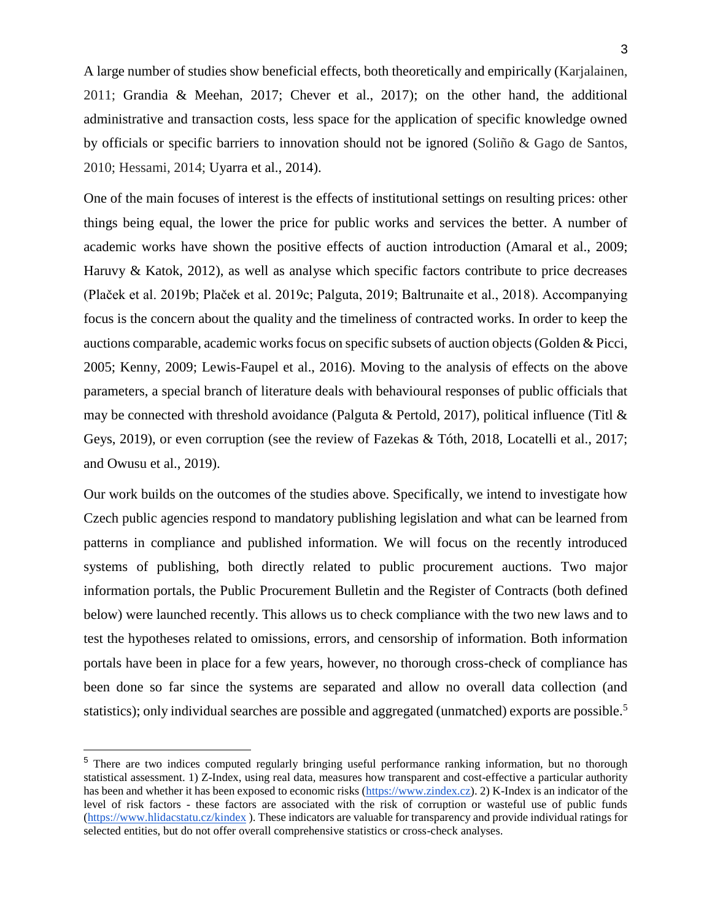A large number of studies show beneficial effects, both theoretically and empirically (Karjalainen, 2011; Grandia & Meehan, 2017; Chever et al., 2017); on the other hand, the additional administrative and transaction costs, less space for the application of specific knowledge owned by officials or specific barriers to innovation should not be ignored (Soliño & Gago de Santos, 2010; Hessami, 2014; Uyarra et al., 2014).

One of the main focuses of interest is the effects of institutional settings on resulting prices: other things being equal, the lower the price for public works and services the better. A number of academic works have shown the positive effects of auction introduction (Amaral et al., 2009; Haruvy & Katok, 2012), as well as analyse which specific factors contribute to price decreases (Plaček et al. 2019b; Plaček et al. 2019c; Palguta, 2019; Baltrunaite et al., 2018). Accompanying focus is the concern about the quality and the timeliness of contracted works. In order to keep the auctions comparable, academic works focus on specific subsets of auction objects (Golden & Picci, 2005; Kenny, 2009; Lewis-Faupel et al., 2016). Moving to the analysis of effects on the above parameters, a special branch of literature deals with behavioural responses of public officials that may be connected with threshold avoidance (Palguta & Pertold, 2017), political influence (Titl & Geys, 2019), or even corruption (see the review of Fazekas & Tóth, 2018, Locatelli et al., 2017; and Owusu et al., 2019).

Our work builds on the outcomes of the studies above. Specifically, we intend to investigate how Czech public agencies respond to mandatory publishing legislation and what can be learned from patterns in compliance and published information. We will focus on the recently introduced systems of publishing, both directly related to public procurement auctions. Two major information portals, the Public Procurement Bulletin and the Register of Contracts (both defined below) were launched recently. This allows us to check compliance with the two new laws and to test the hypotheses related to omissions, errors, and censorship of information. Both information portals have been in place for a few years, however, no thorough cross-check of compliance has been done so far since the systems are separated and allow no overall data collection (and statistics); only individual searches are possible and aggregated (unmatched) exports are possible.[5]

[5] There are two indices computed regularly bringing useful performance ranking information, but no thorough statistical assessment. 1) Z-Index, using real data, measures how transparent and cost-effective a particular authority has been and whether it has been exposed to economic risks (https://www.zindex.cz). 2) K-Index is an indicator of the level of risk factors - these factors are associated with the risk of corruption or wasteful use of public funds (https://www.hlidacstatu.cz/kindex ). These indicators are valuable for transparency and provide individual ratings for selected entities, but do not offer overall comprehensive statistics or cross-check analyses.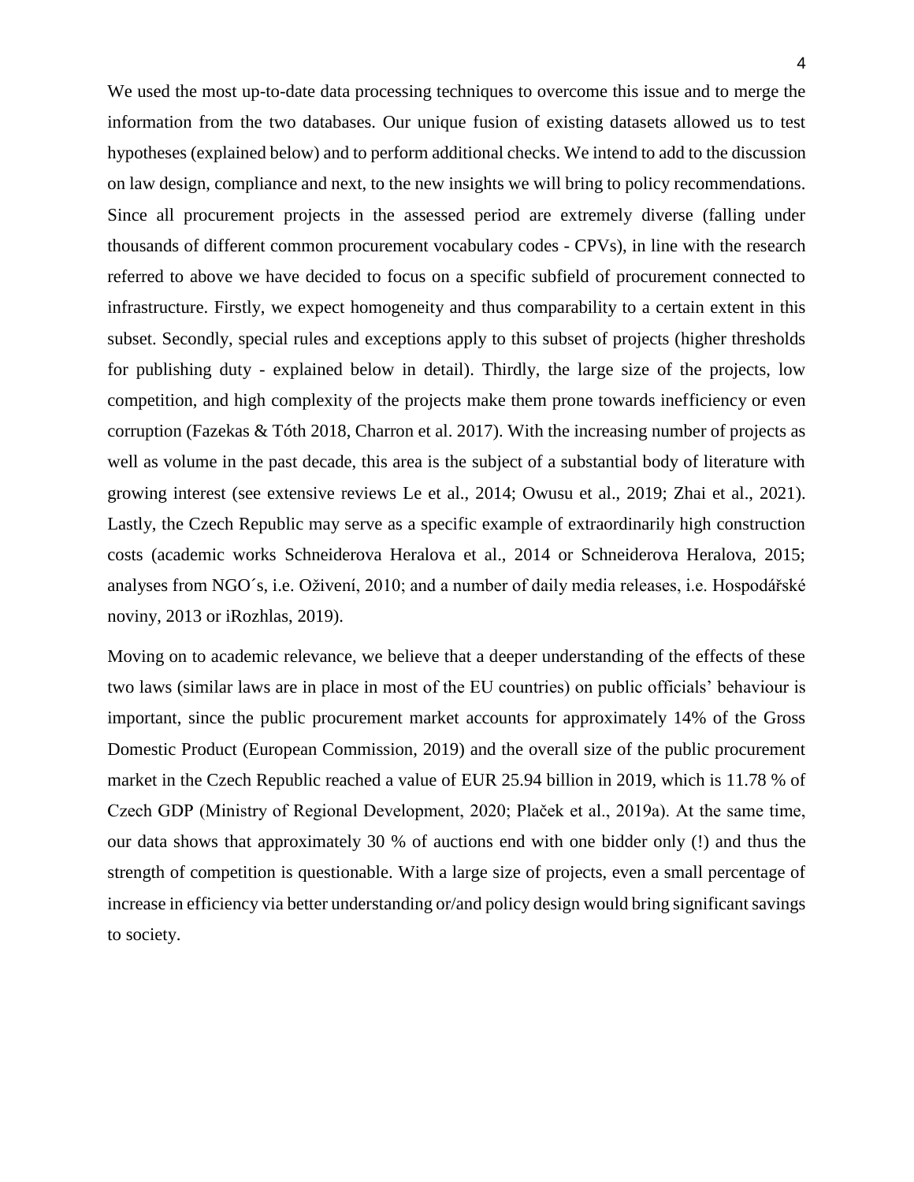We used the most up-to-date data processing techniques to overcome this issue and to merge the information from the two databases. Our unique fusion of existing datasets allowed us to test hypotheses (explained below) and to perform additional checks. We intend to add to the discussion on law design, compliance and next, to the new insights we will bring to policy recommendations. Since all procurement projects in the assessed period are extremely diverse (falling under thousands of different common procurement vocabulary codes - CPVs), in line with the research referred to above we have decided to focus on a specific subfield of procurement connected to infrastructure. Firstly, we expect homogeneity and thus comparability to a certain extent in this subset. Secondly, special rules and exceptions apply to this subset of projects (higher thresholds for publishing duty - explained below in detail). Thirdly, the large size of the projects, low competition, and high complexity of the projects make them prone towards inefficiency or even corruption (Fazekas & Tóth 2018, Charron et al. 2017). With the increasing number of projects as well as volume in the past decade, this area is the subject of a substantial body of literature with growing interest (see extensive reviews Le et al., 2014; Owusu et al., 2019; Zhai et al., 2021). Lastly, the Czech Republic may serve as a specific example of extraordinarily high construction costs (academic works Schneiderova Heralova et al., 2014 or Schneiderova Heralova, 2015; analyses from NGO´s, i.e. Oživení, 2010; and a number of daily media releases, i.e. Hospodářské noviny, 2013 or iRozhlas, 2019).

Moving on to academic relevance, we believe that a deeper understanding of the effects of these two laws (similar laws are in place in most of the EU countries) on public officials' behaviour is important, since the public procurement market accounts for approximately 14% of the Gross Domestic Product (European Commission, 2019) and the overall size of the public procurement market in the Czech Republic reached a value of EUR 25.94 billion in 2019, which is 11.78 % of Czech GDP (Ministry of Regional Development, 2020; Plaček et al., 2019a). At the same time, our data shows that approximately 30 % of auctions end with one bidder only (!) and thus the strength of competition is questionable. With a large size of projects, even a small percentage of increase in efficiency via better understanding or/and policy design would bring significant savings to society.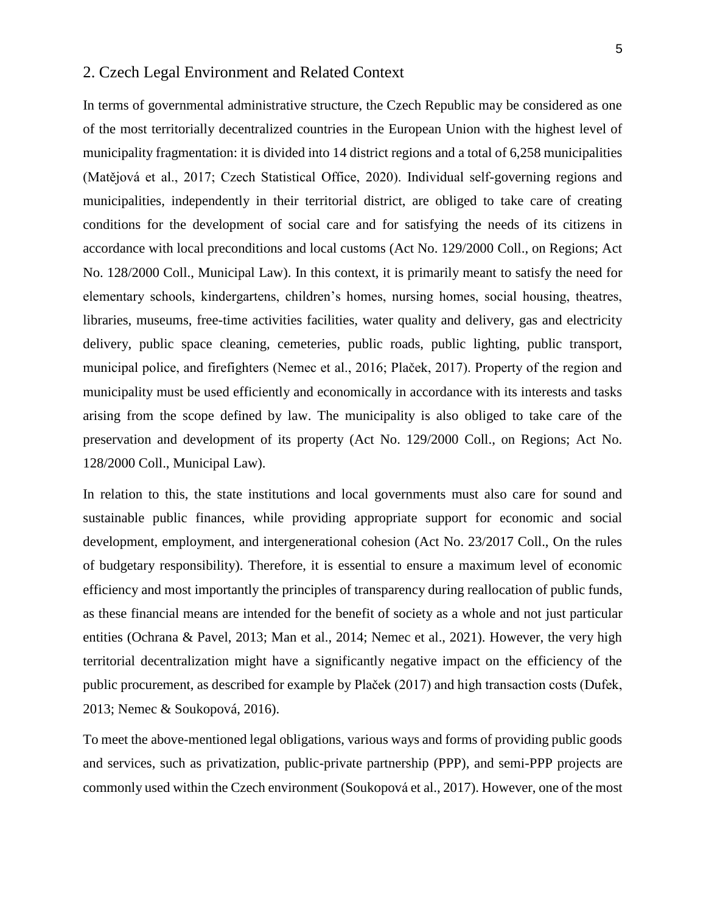## 2. Czech Legal Environment and Related Context

In terms of governmental administrative structure, the Czech Republic may be considered as one of the most territorially decentralized countries in the European Union with the highest level of municipality fragmentation: it is divided into 14 district regions and a total of 6,258 municipalities (Matějová et al., 2017; Czech Statistical Office, 2020). Individual self-governing regions and municipalities, independently in their territorial district, are obliged to take care of creating conditions for the development of social care and for satisfying the needs of its citizens in accordance with local preconditions and local customs (Act No. 129/2000 Coll., on Regions; Act No. 128/2000 Coll., Municipal Law). In this context, it is primarily meant to satisfy the need for elementary schools, kindergartens, children's homes, nursing homes, social housing, theatres, libraries, museums, free-time activities facilities, water quality and delivery, gas and electricity delivery, public space cleaning, cemeteries, public roads, public lighting, public transport, municipal police, and firefighters (Nemec et al., 2016; Plaček, 2017). Property of the region and municipality must be used efficiently and economically in accordance with its interests and tasks arising from the scope defined by law. The municipality is also obliged to take care of the preservation and development of its property (Act No. 129/2000 Coll., on Regions; Act No. 128/2000 Coll., Municipal Law).

In relation to this, the state institutions and local governments must also care for sound and sustainable public finances, while providing appropriate support for economic and social development, employment, and intergenerational cohesion (Act No. 23/2017 Coll., On the rules of budgetary responsibility). Therefore, it is essential to ensure a maximum level of economic efficiency and most importantly the principles of transparency during reallocation of public funds, as these financial means are intended for the benefit of society as a whole and not just particular entities (Ochrana & Pavel, 2013; Man et al., 2014; Nemec et al., 2021). However, the very high territorial decentralization might have a significantly negative impact on the efficiency of the public procurement, as described for example by Plaček (2017) and high transaction costs (Dufek, 2013; Nemec & Soukopová, 2016).

To meet the above-mentioned legal obligations, various ways and forms of providing public goods and services, such as privatization, public-private partnership (PPP), and semi-PPP projects are commonly used within the Czech environment (Soukopová et al., 2017). However, one of the most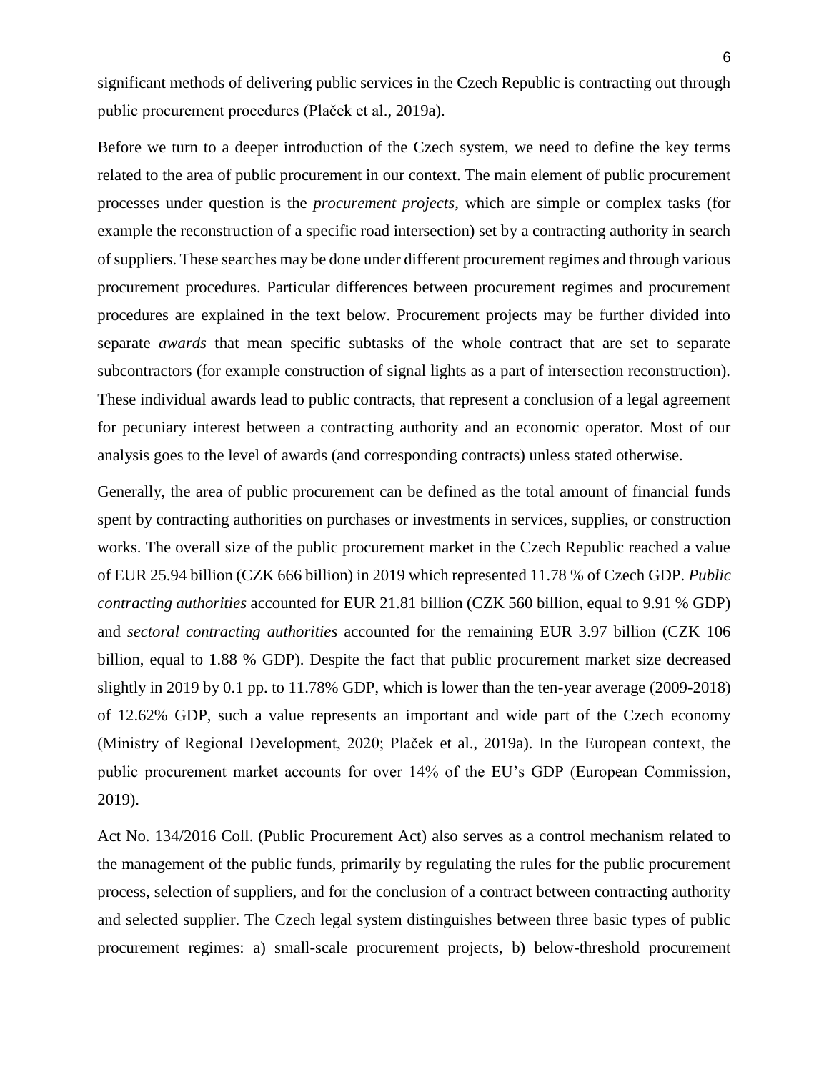significant methods of delivering public services in the Czech Republic is contracting out through public procurement procedures (Plaček et al., 2019a).

Before we turn to a deeper introduction of the Czech system, we need to define the key terms related to the area of public procurement in our context. The main element of public procurement processes under question is the *procurement projects*, which are simple or complex tasks (for example the reconstruction of a specific road intersection) set by a contracting authority in search of suppliers. These searches may be done under different procurement regimes and through various procurement procedures. Particular differences between procurement regimes and procurement procedures are explained in the text below. Procurement projects may be further divided into separate *awards* that mean specific subtasks of the whole contract that are set to separate subcontractors (for example construction of signal lights as a part of intersection reconstruction). These individual awards lead to public contracts, that represent a conclusion of a legal agreement for pecuniary interest between a contracting authority and an economic operator. Most of our analysis goes to the level of awards (and corresponding contracts) unless stated otherwise.

Generally, the area of public procurement can be defined as the total amount of financial funds spent by contracting authorities on purchases or investments in services, supplies, or construction works. The overall size of the public procurement market in the Czech Republic reached a value of EUR 25.94 billion (CZK 666 billion) in 2019 which represented 11.78 % of Czech GDP. *Public contracting authorities* accounted for EUR 21.81 billion (CZK 560 billion, equal to 9.91 % GDP) and *sectoral contracting authorities* accounted for the remaining EUR 3.97 billion (CZK 106 billion, equal to 1.88 % GDP). Despite the fact that public procurement market size decreased slightly in 2019 by 0.1 pp. to 11.78% GDP, which is lower than the ten-year average (2009-2018) of 12.62% GDP, such a value represents an important and wide part of the Czech economy (Ministry of Regional Development, 2020; Plaček et al., 2019a). In the European context, the public procurement market accounts for over 14% of the EU's GDP (European Commission, 2019).

Act No. 134/2016 Coll. (Public Procurement Act) also serves as a control mechanism related to the management of the public funds, primarily by regulating the rules for the public procurement process, selection of suppliers, and for the conclusion of a contract between contracting authority and selected supplier. The Czech legal system distinguishes between three basic types of public procurement regimes: a) small-scale procurement projects, b) below-threshold procurement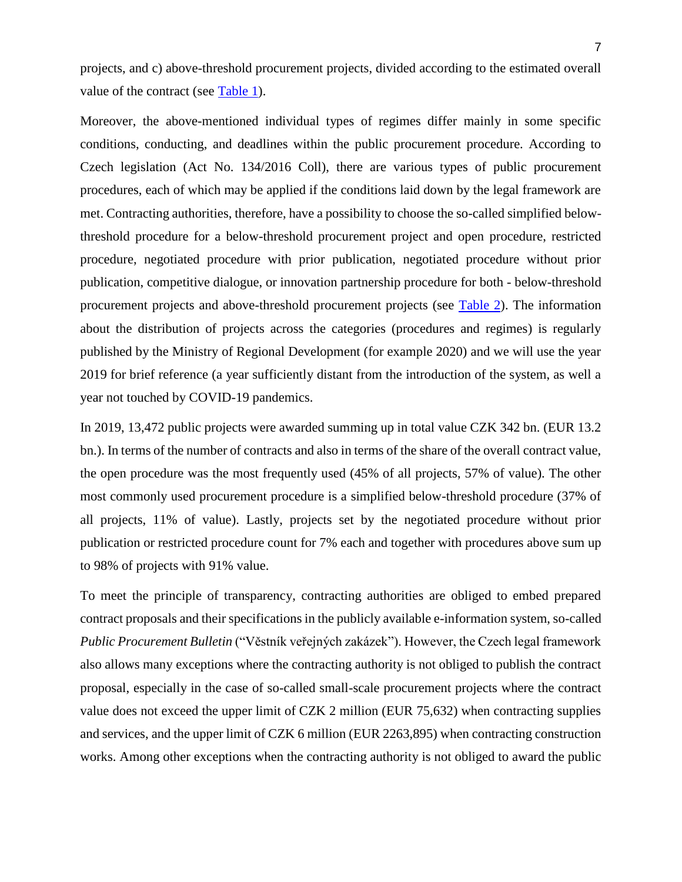projects, and c) above-threshold procurement projects, divided according to the estimated overall value of the contract (see Table 1).

Moreover, the above-mentioned individual types of regimes differ mainly in some specific conditions, conducting, and deadlines within the public procurement procedure. According to Czech legislation (Act No. 134/2016 Coll), there are various types of public procurement procedures, each of which may be applied if the conditions laid down by the legal framework are met. Contracting authorities, therefore, have a possibility to choose the so-called simplified below-threshold procedure for a below-threshold procurement project and open procedure, restricted procedure, negotiated procedure with prior publication, negotiated procedure without prior publication, competitive dialogue, or innovation partnership procedure for both - below-threshold procurement projects and above-threshold procurement projects (see Table 2). The information about the distribution of projects across the categories (procedures and regimes) is regularly published by the Ministry of Regional Development (for example 2020) and we will use the year 2019 for brief reference (a year sufficiently distant from the introduction of the system, as well a year not touched by COVID-19 pandemics.

In 2019, 13,472 public projects were awarded summing up in total value CZK 342 bn. (EUR 13.2 bn.). In terms of the number of contracts and also in terms of the share of the overall contract value, the open procedure was the most frequently used (45% of all projects, 57% of value). The other most commonly used procurement procedure is a simplified below-threshold procedure (37% of all projects, 11% of value). Lastly, projects set by the negotiated procedure without prior publication or restricted procedure count for 7% each and together with procedures above sum up to 98% of projects with 91% value.

To meet the principle of transparency, contracting authorities are obliged to embed prepared contract proposals and their specifications in the publicly available e-information system, so-called *Public Procurement Bulletin* ("Věstník veřejných zakázek"). However, the Czech legal framework also allows many exceptions where the contracting authority is not obliged to publish the contract proposal, especially in the case of so-called small-scale procurement projects where the contract value does not exceed the upper limit of CZK 2 million (EUR 75,632) when contracting supplies and services, and the upper limit of CZK 6 million (EUR 2263,895) when contracting construction works. Among other exceptions when the contracting authority is not obliged to award the public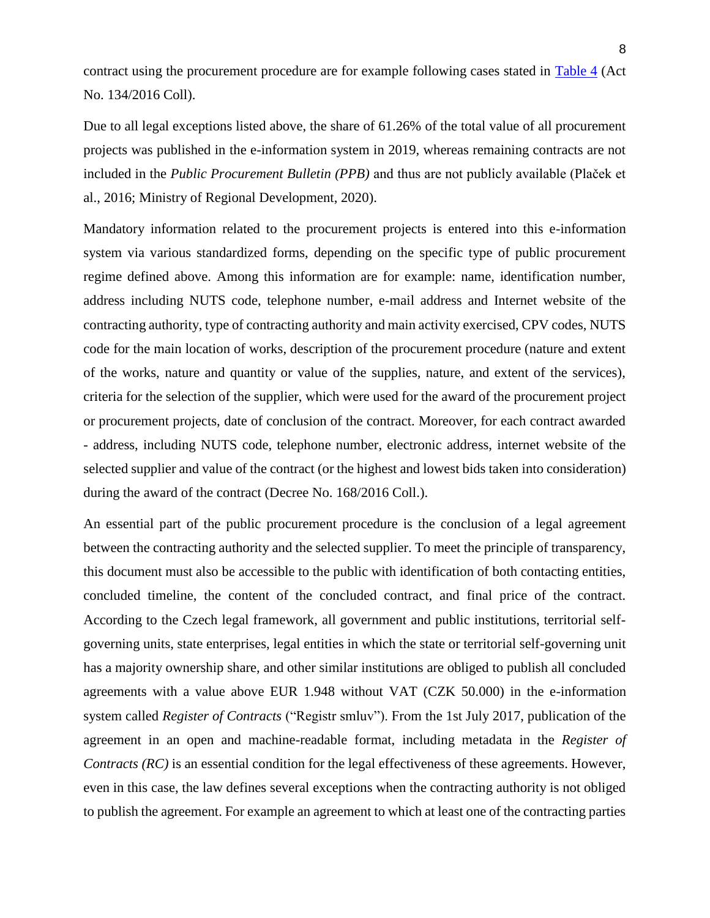contract using the procurement procedure are for example following cases stated in Table 4 (Act No. 134/2016 Coll).

Due to all legal exceptions listed above, the share of 61.26% of the total value of all procurement projects was published in the e-information system in 2019, whereas remaining contracts are not included in the *Public Procurement Bulletin (PPB)* and thus are not publicly available (Plaček et al., 2016; Ministry of Regional Development, 2020).

Mandatory information related to the procurement projects is entered into this e-information system via various standardized forms, depending on the specific type of public procurement regime defined above. Among this information are for example: name, identification number, address including NUTS code, telephone number, e-mail address and Internet website of the contracting authority, type of contracting authority and main activity exercised, CPV codes, NUTS code for the main location of works, description of the procurement procedure (nature and extent of the works, nature and quantity or value of the supplies, nature, and extent of the services), criteria for the selection of the supplier, which were used for the award of the procurement project or procurement projects, date of conclusion of the contract. Moreover, for each contract awarded - address, including NUTS code, telephone number, electronic address, internet website of the selected supplier and value of the contract (or the highest and lowest bids taken into consideration) during the award of the contract (Decree No. 168/2016 Coll.).

An essential part of the public procurement procedure is the conclusion of a legal agreement between the contracting authority and the selected supplier. To meet the principle of transparency, this document must also be accessible to the public with identification of both contacting entities, concluded timeline, the content of the concluded contract, and final price of the contract. According to the Czech legal framework, all government and public institutions, territorial self-governing units, state enterprises, legal entities in which the state or territorial self-governing unit has a majority ownership share, and other similar institutions are obliged to publish all concluded agreements with a value above EUR 1.948 without VAT (CZK 50.000) in the e-information system called *Register of Contracts* ("Registr smluv"). From the 1st July 2017, publication of the agreement in an open and machine-readable format, including metadata in the *Register of Contracts (RC)* is an essential condition for the legal effectiveness of these agreements. However, even in this case, the law defines several exceptions when the contracting authority is not obliged to publish the agreement. For example an agreement to which at least one of the contracting parties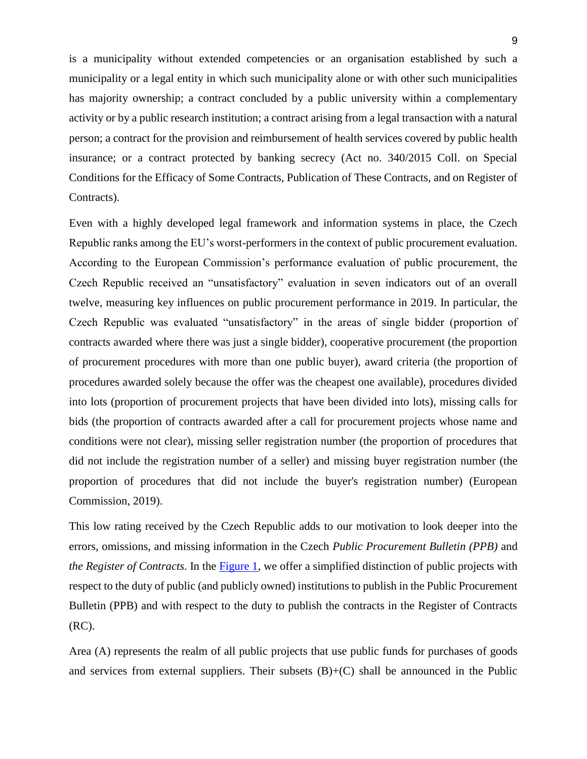is a municipality without extended competencies or an organisation established by such a municipality or a legal entity in which such municipality alone or with other such municipalities has majority ownership; a contract concluded by a public university within a complementary activity or by a public research institution; a contract arising from a legal transaction with a natural person; a contract for the provision and reimbursement of health services covered by public health insurance; or a contract protected by banking secrecy (Act no. 340/2015 Coll. on Special Conditions for the Efficacy of Some Contracts, Publication of These Contracts, and on Register of Contracts).

Even with a highly developed legal framework and information systems in place, the Czech Republic ranks among the EU's worst-performers in the context of public procurement evaluation. According to the European Commission's performance evaluation of public procurement, the Czech Republic received an "unsatisfactory" evaluation in seven indicators out of an overall twelve, measuring key influences on public procurement performance in 2019. In particular, the Czech Republic was evaluated "unsatisfactory" in the areas of single bidder (proportion of contracts awarded where there was just a single bidder), cooperative procurement (the proportion of procurement procedures with more than one public buyer), award criteria (the proportion of procedures awarded solely because the offer was the cheapest one available), procedures divided into lots (proportion of procurement projects that have been divided into lots), missing calls for bids (the proportion of contracts awarded after a call for procurement projects whose name and conditions were not clear), missing seller registration number (the proportion of procedures that did not include the registration number of a seller) and missing buyer registration number (the proportion of procedures that did not include the buyer's registration number) (European Commission, 2019).

This low rating received by the Czech Republic adds to our motivation to look deeper into the errors, omissions, and missing information in the Czech *Public Procurement Bulletin (PPB)* and *the Register of Contracts*. In the Figure 1, we offer a simplified distinction of public projects with respect to the duty of public (and publicly owned) institutions to publish in the Public Procurement Bulletin (PPB) and with respect to the duty to publish the contracts in the Register of Contracts (RC).

Area (A) represents the realm of all public projects that use public funds for purchases of goods and services from external suppliers. Their subsets (B)+(C) shall be announced in the Public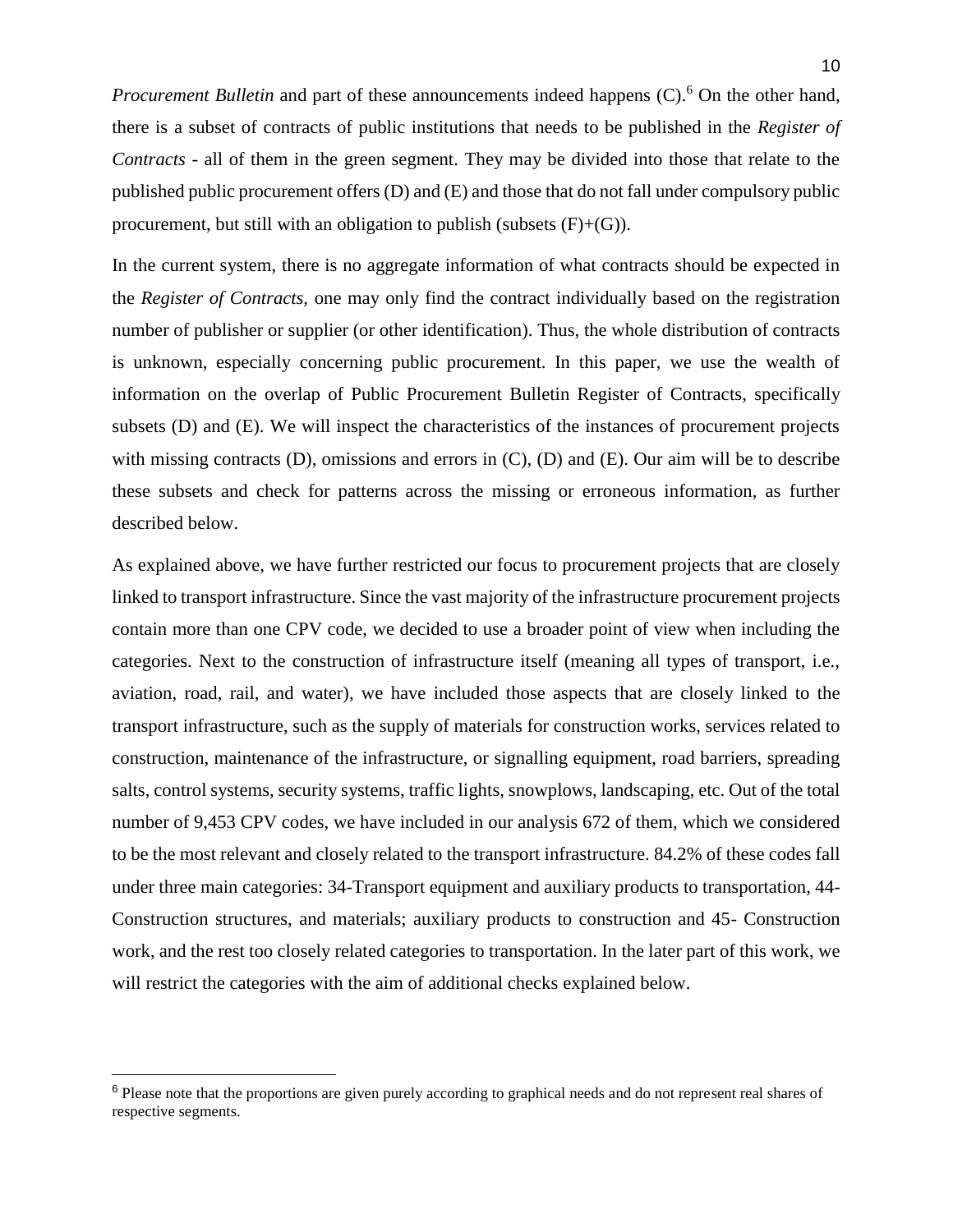*Procurement Bulletin* and part of these announcements indeed happens (C).[6] On the other hand, there is a subset of contracts of public institutions that needs to be published in the *Register of Contracts* - all of them in the green segment. They may be divided into those that relate to the published public procurement offers (D) and (E) and those that do not fall under compulsory public procurement, but still with an obligation to publish (subsets (F)+(G)).

In the current system, there is no aggregate information of what contracts should be expected in the *Register of Contracts,* one may only find the contract individually based on the registration number of publisher or supplier (or other identification). Thus, the whole distribution of contracts is unknown, especially concerning public procurement. In this paper, we use the wealth of information on the overlap of Public Procurement Bulletin Register of Contracts, specifically subsets (D) and (E). We will inspect the characteristics of the instances of procurement projects with missing contracts (D), omissions and errors in (C), (D) and (E). Our aim will be to describe these subsets and check for patterns across the missing or erroneous information, as further described below.

As explained above, we have further restricted our focus to procurement projects that are closely linked to transport infrastructure. Since the vast majority of the infrastructure procurement projects contain more than one CPV code, we decided to use a broader point of view when including the categories. Next to the construction of infrastructure itself (meaning all types of transport, i.e., aviation, road, rail, and water), we have included those aspects that are closely linked to the transport infrastructure, such as the supply of materials for construction works, services related to construction, maintenance of the infrastructure, or signalling equipment, road barriers, spreading salts, control systems, security systems, traffic lights, snowplows, landscaping, etc. Out of the total number of 9,453 CPV codes, we have included in our analysis 672 of them, which we considered to be the most relevant and closely related to the transport infrastructure. 84.2% of these codes fall under three main categories: 34-Transport equipment and auxiliary products to transportation, 44-Construction structures, and materials; auxiliary products to construction and 45- Construction work, and the rest too closely related categories to transportation. In the later part of this work, we will restrict the categories with the aim of additional checks explained below.

---

[6] Please note that the proportions are given purely according to graphical needs and do not represent real shares of respective segments.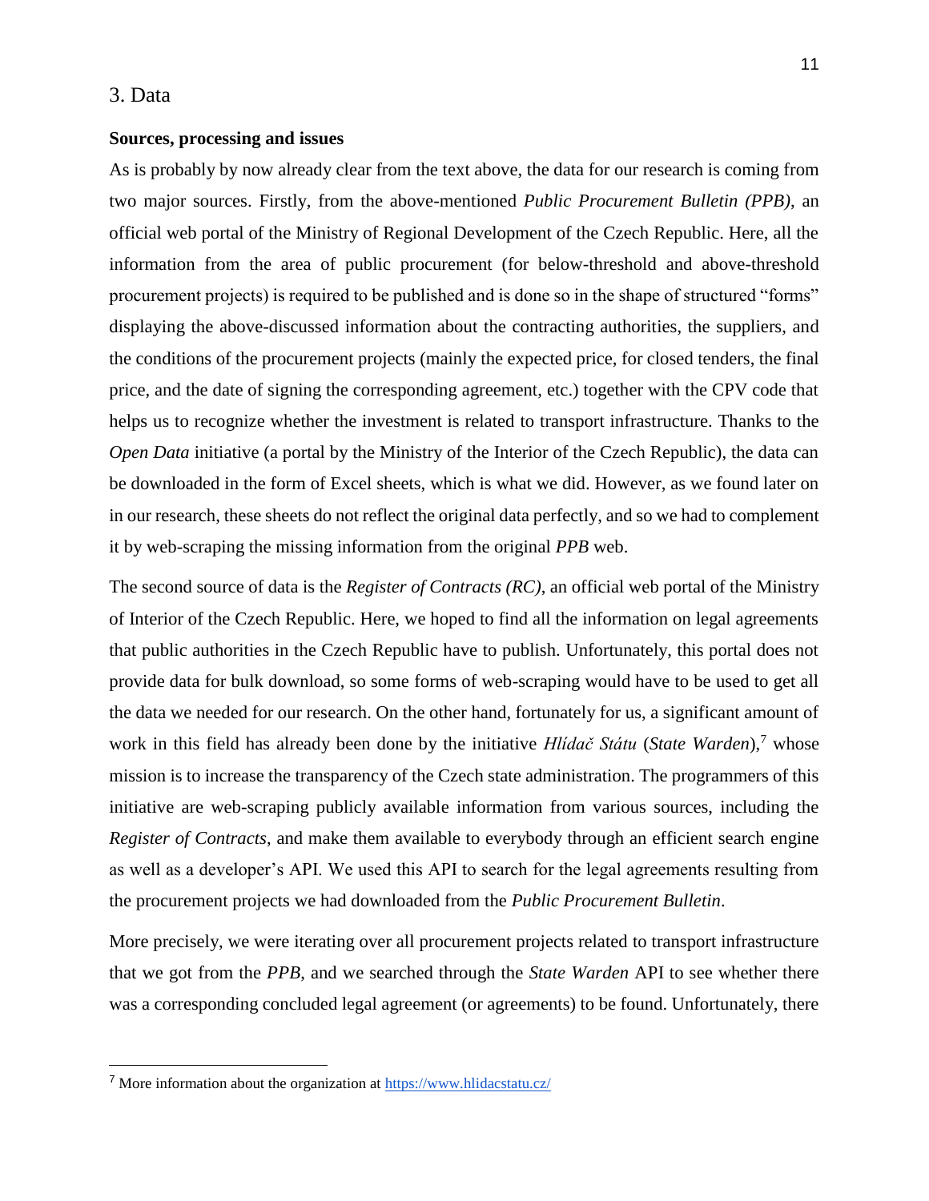# 3. Data

**Sources, processing and issues**

As is probably by now already clear from the text above, the data for our research is coming from two major sources. Firstly, from the above-mentioned *Public Procurement Bulletin (PPB)*, an official web portal of the Ministry of Regional Development of the Czech Republic. Here, all the information from the area of public procurement (for below-threshold and above-threshold procurement projects) is required to be published and is done so in the shape of structured "forms" displaying the above-discussed information about the contracting authorities, the suppliers, and the conditions of the procurement projects (mainly the expected price, for closed tenders, the final price, and the date of signing the corresponding agreement, etc.) together with the CPV code that helps us to recognize whether the investment is related to transport infrastructure. Thanks to the *Open Data* initiative (a portal by the Ministry of the Interior of the Czech Republic), the data can be downloaded in the form of Excel sheets, which is what we did. However, as we found later on in our research, these sheets do not reflect the original data perfectly, and so we had to complement it by web-scraping the missing information from the original *PPB* web.

The second source of data is the *Register of Contracts (RC)*, an official web portal of the Ministry of Interior of the Czech Republic. Here, we hoped to find all the information on legal agreements that public authorities in the Czech Republic have to publish. Unfortunately, this portal does not provide data for bulk download, so some forms of web-scraping would have to be used to get all the data we needed for our research. On the other hand, fortunately for us, a significant amount of work in this field has already been done by the initiative *Hlídač Státu* (*State Warden*),[7] whose mission is to increase the transparency of the Czech state administration. The programmers of this initiative are web-scraping publicly available information from various sources, including the *Register of Contracts*, and make them available to everybody through an efficient search engine as well as a developer's API. We used this API to search for the legal agreements resulting from the procurement projects we had downloaded from the *Public Procurement Bulletin*.

More precisely, we were iterating over all procurement projects related to transport infrastructure that we got from the *PPB*, and we searched through the *State Warden* API to see whether there was a corresponding concluded legal agreement (or agreements) to be found. Unfortunately, there

[7] More information about the organization at https://www.hlidacstatu.cz/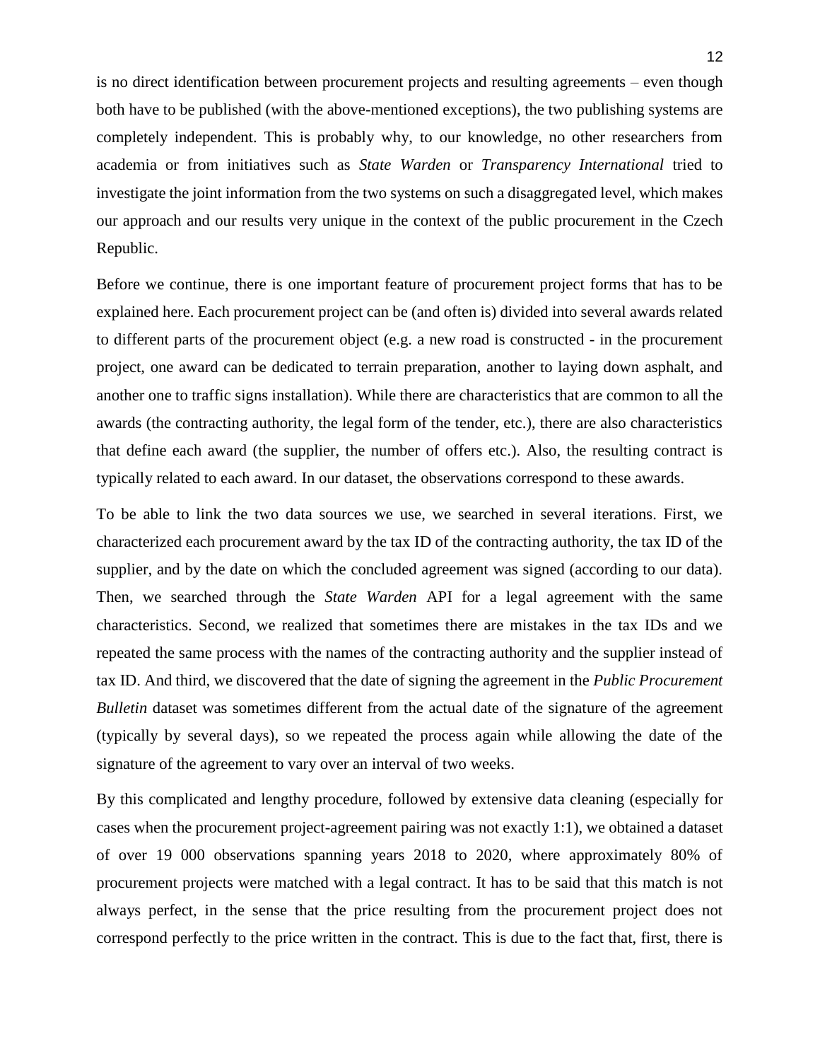is no direct identification between procurement projects and resulting agreements – even though both have to be published (with the above-mentioned exceptions), the two publishing systems are completely independent. This is probably why, to our knowledge, no other researchers from academia or from initiatives such as *State Warden* or *Transparency International* tried to investigate the joint information from the two systems on such a disaggregated level, which makes our approach and our results very unique in the context of the public procurement in the Czech Republic.

Before we continue, there is one important feature of procurement project forms that has to be explained here. Each procurement project can be (and often is) divided into several awards related to different parts of the procurement object (e.g. a new road is constructed - in the procurement project, one award can be dedicated to terrain preparation, another to laying down asphalt, and another one to traffic signs installation). While there are characteristics that are common to all the awards (the contracting authority, the legal form of the tender, etc.), there are also characteristics that define each award (the supplier, the number of offers etc.). Also, the resulting contract is typically related to each award. In our dataset, the observations correspond to these awards.

To be able to link the two data sources we use, we searched in several iterations. First, we characterized each procurement award by the tax ID of the contracting authority, the tax ID of the supplier, and by the date on which the concluded agreement was signed (according to our data). Then, we searched through the *State Warden* API for a legal agreement with the same characteristics. Second, we realized that sometimes there are mistakes in the tax IDs and we repeated the same process with the names of the contracting authority and the supplier instead of tax ID. And third, we discovered that the date of signing the agreement in the *Public Procurement Bulletin* dataset was sometimes different from the actual date of the signature of the agreement (typically by several days), so we repeated the process again while allowing the date of the signature of the agreement to vary over an interval of two weeks.

By this complicated and lengthy procedure, followed by extensive data cleaning (especially for cases when the procurement project-agreement pairing was not exactly 1:1), we obtained a dataset of over 19 000 observations spanning years 2018 to 2020, where approximately 80% of procurement projects were matched with a legal contract. It has to be said that this match is not always perfect, in the sense that the price resulting from the procurement project does not correspond perfectly to the price written in the contract. This is due to the fact that, first, there is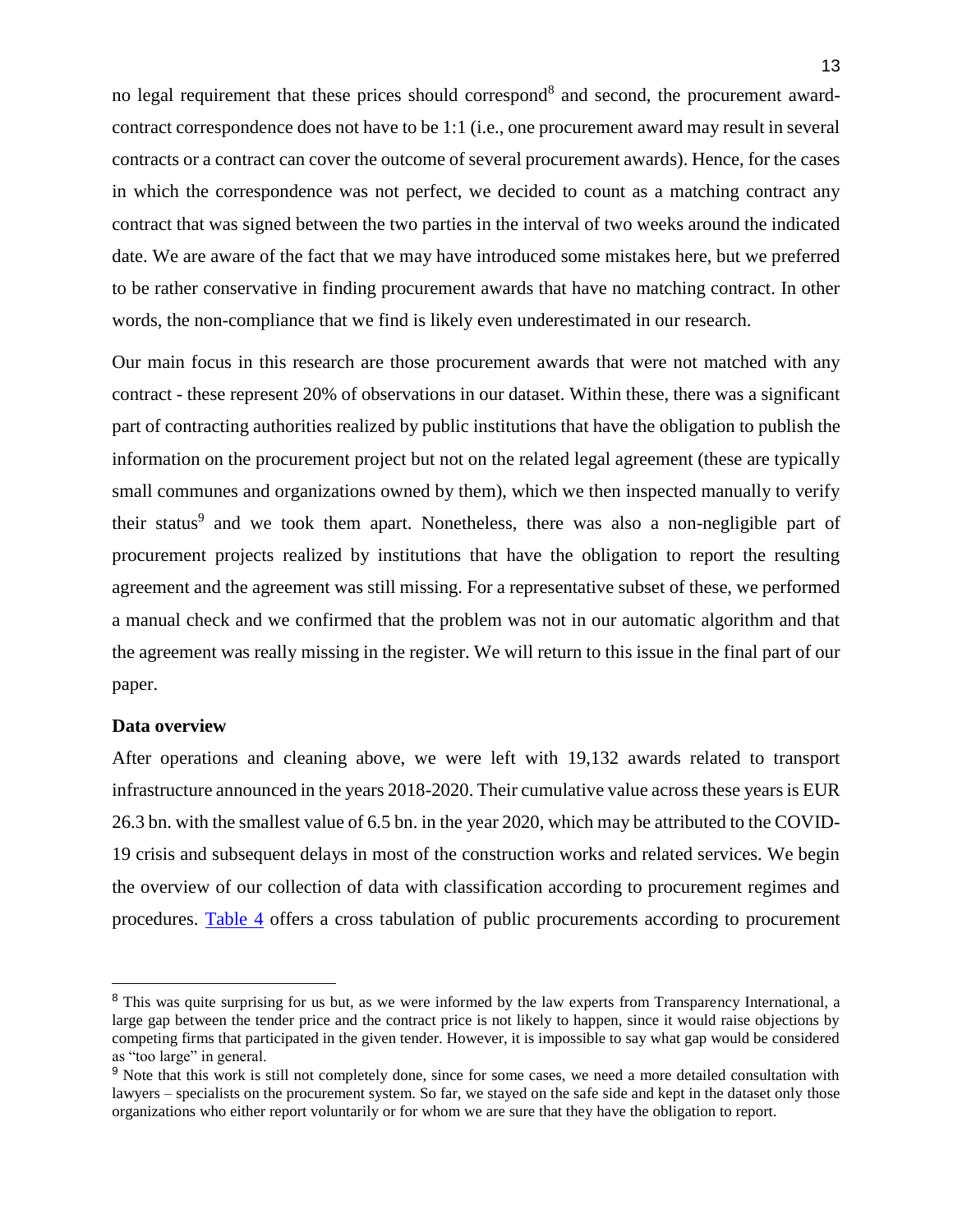no legal requirement that these prices should correspond[8] and second, the procurement award-contract correspondence does not have to be 1:1 (i.e., one procurement award may result in several contracts or a contract can cover the outcome of several procurement awards). Hence, for the cases in which the correspondence was not perfect, we decided to count as a matching contract any contract that was signed between the two parties in the interval of two weeks around the indicated date. We are aware of the fact that we may have introduced some mistakes here, but we preferred to be rather conservative in finding procurement awards that have no matching contract. In other words, the non-compliance that we find is likely even underestimated in our research.

Our main focus in this research are those procurement awards that were not matched with any contract - these represent 20% of observations in our dataset. Within these, there was a significant part of contracting authorities realized by public institutions that have the obligation to publish the information on the procurement project but not on the related legal agreement (these are typically small communes and organizations owned by them), which we then inspected manually to verify their status[9] and we took them apart. Nonetheless, there was also a non-negligible part of procurement projects realized by institutions that have the obligation to report the resulting agreement and the agreement was still missing. For a representative subset of these, we performed a manual check and we confirmed that the problem was not in our automatic algorithm and that the agreement was really missing in the register. We will return to this issue in the final part of our paper.

**Data overview**

After operations and cleaning above, we were left with 19,132 awards related to transport infrastructure announced in the years 2018-2020. Their cumulative value across these years is EUR 26.3 bn. with the smallest value of 6.5 bn. in the year 2020, which may be attributed to the COVID-19 crisis and subsequent delays in most of the construction works and related services. We begin the overview of our collection of data with classification according to procurement regimes and procedures. Table 4 offers a cross tabulation of public procurements according to procurement

---

[8] This was quite surprising for us but, as we were informed by the law experts from Transparency International, a large gap between the tender price and the contract price is not likely to happen, since it would raise objections by competing firms that participated in the given tender. However, it is impossible to say what gap would be considered as "too large" in general.

[9] Note that this work is still not completely done, since for some cases, we need a more detailed consultation with lawyers – specialists on the procurement system. So far, we stayed on the safe side and kept in the dataset only those organizations who either report voluntarily or for whom we are sure that they have the obligation to report.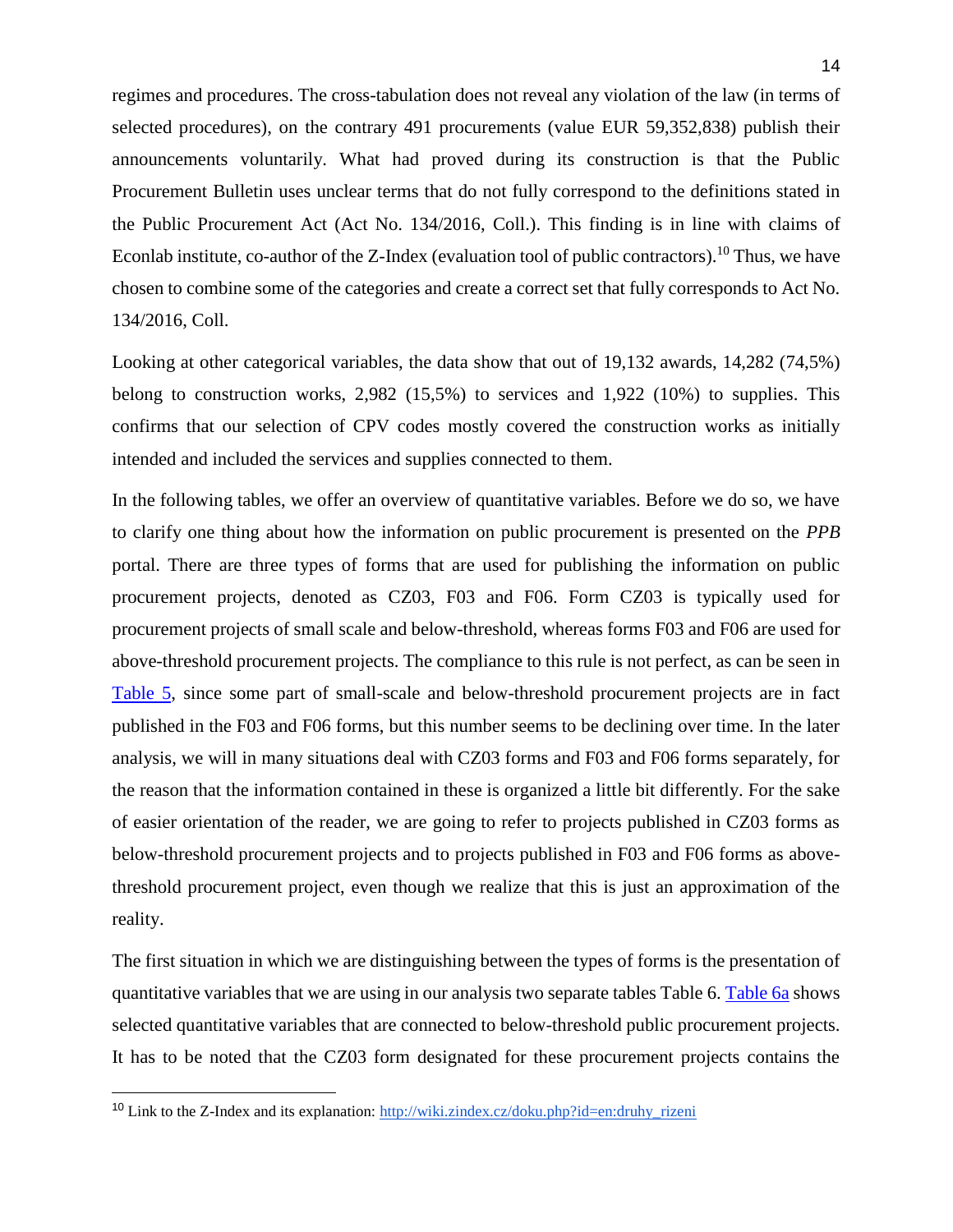regimes and procedures. The cross-tabulation does not reveal any violation of the law (in terms of selected procedures), on the contrary 491 procurements (value EUR 59,352,838) publish their announcements voluntarily. What had proved during its construction is that the Public Procurement Bulletin uses unclear terms that do not fully correspond to the definitions stated in the Public Procurement Act (Act No. 134/2016, Coll.). This finding is in line with claims of Econlab institute, co-author of the Z-Index (evaluation tool of public contractors).[10] Thus, we have chosen to combine some of the categories and create a correct set that fully corresponds to Act No. 134/2016, Coll.

Looking at other categorical variables, the data show that out of 19,132 awards, 14,282 (74,5%) belong to construction works, 2,982 (15,5%) to services and 1,922 (10%) to supplies. This confirms that our selection of CPV codes mostly covered the construction works as initially intended and included the services and supplies connected to them.

In the following tables, we offer an overview of quantitative variables. Before we do so, we have to clarify one thing about how the information on public procurement is presented on the *PPB* portal. There are three types of forms that are used for publishing the information on public procurement projects, denoted as CZ03, F03 and F06. Form CZ03 is typically used for procurement projects of small scale and below-threshold, whereas forms F03 and F06 are used for above-threshold procurement projects. The compliance to this rule is not perfect, as can be seen in Table 5, since some part of small-scale and below-threshold procurement projects are in fact published in the F03 and F06 forms, but this number seems to be declining over time. In the later analysis, we will in many situations deal with CZ03 forms and F03 and F06 forms separately, for the reason that the information contained in these is organized a little bit differently. For the sake of easier orientation of the reader, we are going to refer to projects published in CZ03 forms as below-threshold procurement projects and to projects published in F03 and F06 forms as above-threshold procurement project, even though we realize that this is just an approximation of the reality.

The first situation in which we are distinguishing between the types of forms is the presentation of quantitative variables that we are using in our analysis two separate tables Table 6. Table 6a shows selected quantitative variables that are connected to below-threshold public procurement projects. It has to be noted that the CZ03 form designated for these procurement projects contains the

---

[10] Link to the Z-Index and its explanation: http://wiki.zindex.cz/doku.php?id=en:druhy_rizeni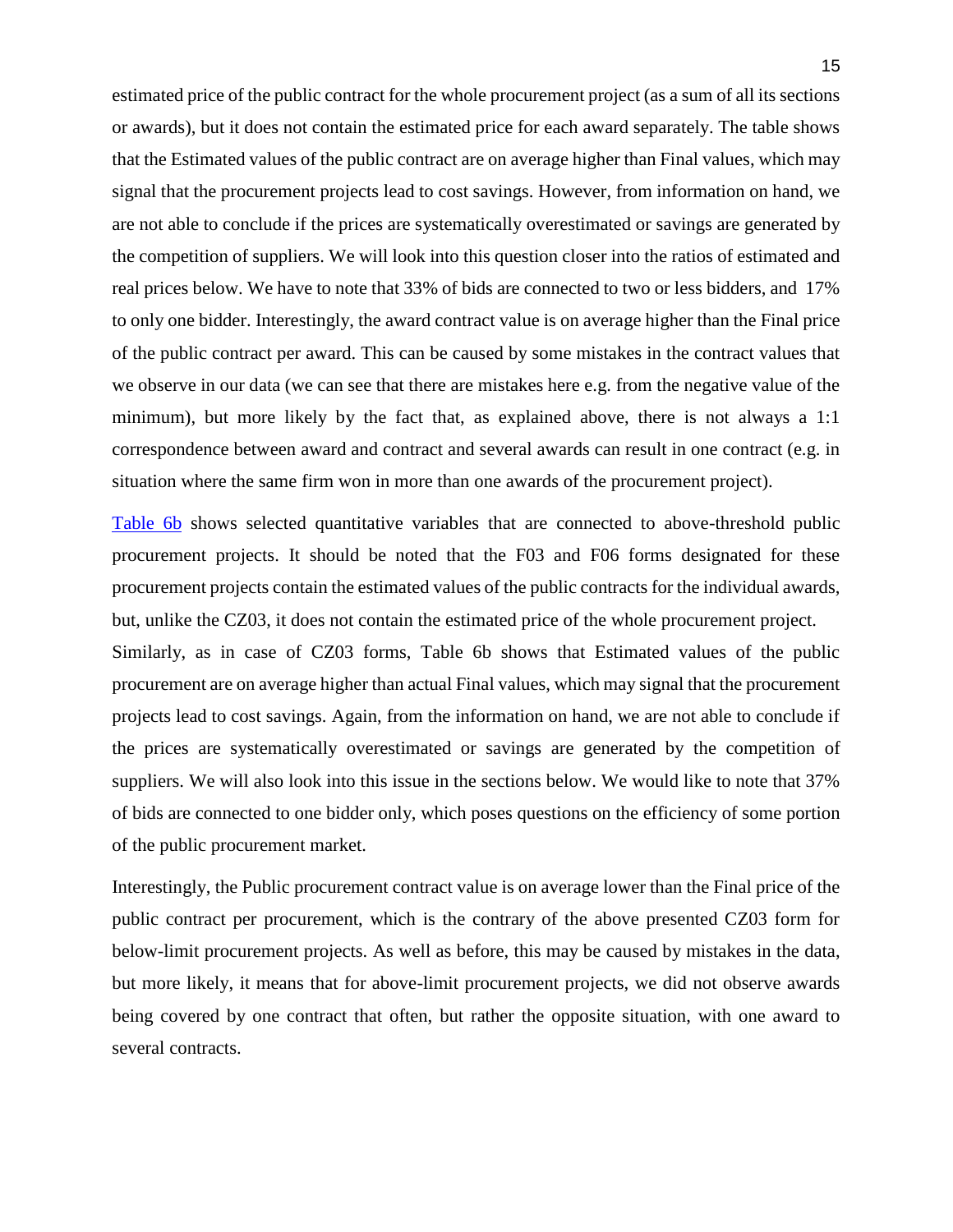estimated price of the public contract for the whole procurement project (as a sum of all its sections or awards), but it does not contain the estimated price for each award separately. The table shows that the Estimated values of the public contract are on average higher than Final values, which may signal that the procurement projects lead to cost savings. However, from information on hand, we are not able to conclude if the prices are systematically overestimated or savings are generated by the competition of suppliers. We will look into this question closer into the ratios of estimated and real prices below. We have to note that 33% of bids are connected to two or less bidders, and 17% to only one bidder. Interestingly, the award contract value is on average higher than the Final price of the public contract per award. This can be caused by some mistakes in the contract values that we observe in our data (we can see that there are mistakes here e.g. from the negative value of the minimum), but more likely by the fact that, as explained above, there is not always a 1:1 correspondence between award and contract and several awards can result in one contract (e.g. in situation where the same firm won in more than one awards of the procurement project).

Table 6b shows selected quantitative variables that are connected to above-threshold public procurement projects. It should be noted that the F03 and F06 forms designated for these procurement projects contain the estimated values of the public contracts for the individual awards, but, unlike the CZ03, it does not contain the estimated price of the whole procurement project.
Similarly, as in case of CZ03 forms, Table 6b shows that Estimated values of the public procurement are on average higher than actual Final values, which may signal that the procurement projects lead to cost savings. Again, from the information on hand, we are not able to conclude if the prices are systematically overestimated or savings are generated by the competition of suppliers. We will also look into this issue in the sections below. We would like to note that 37% of bids are connected to one bidder only, which poses questions on the efficiency of some portion of the public procurement market.

Interestingly, the Public procurement contract value is on average lower than the Final price of the public contract per procurement, which is the contrary of the above presented CZ03 form for below-limit procurement projects. As well as before, this may be caused by mistakes in the data, but more likely, it means that for above-limit procurement projects, we did not observe awards being covered by one contract that often, but rather the opposite situation, with one award to several contracts.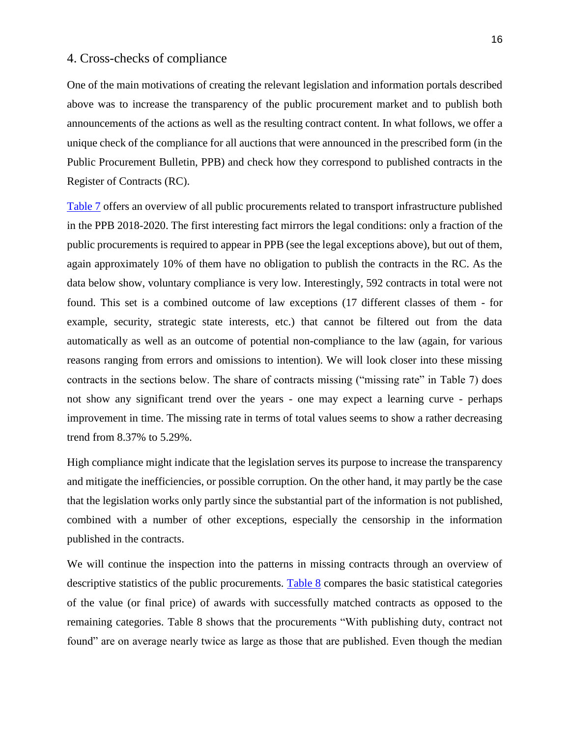## 4. Cross-checks of compliance

One of the main motivations of creating the relevant legislation and information portals described above was to increase the transparency of the public procurement market and to publish both announcements of the actions as well as the resulting contract content. In what follows, we offer a unique check of the compliance for all auctions that were announced in the prescribed form (in the Public Procurement Bulletin, PPB) and check how they correspond to published contracts in the Register of Contracts (RC).

Table 7 offers an overview of all public procurements related to transport infrastructure published in the PPB 2018-2020. The first interesting fact mirrors the legal conditions: only a fraction of the public procurements is required to appear in PPB (see the legal exceptions above), but out of them, again approximately 10% of them have no obligation to publish the contracts in the RC. As the data below show, voluntary compliance is very low. Interestingly, 592 contracts in total were not found. This set is a combined outcome of law exceptions (17 different classes of them - for example, security, strategic state interests, etc.) that cannot be filtered out from the data automatically as well as an outcome of potential non-compliance to the law (again, for various reasons ranging from errors and omissions to intention). We will look closer into these missing contracts in the sections below. The share of contracts missing ("missing rate" in Table 7) does not show any significant trend over the years - one may expect a learning curve - perhaps improvement in time. The missing rate in terms of total values seems to show a rather decreasing trend from 8.37% to 5.29%.

High compliance might indicate that the legislation serves its purpose to increase the transparency and mitigate the inefficiencies, or possible corruption. On the other hand, it may partly be the case that the legislation works only partly since the substantial part of the information is not published, combined with a number of other exceptions, especially the censorship in the information published in the contracts.

We will continue the inspection into the patterns in missing contracts through an overview of descriptive statistics of the public procurements. Table 8 compares the basic statistical categories of the value (or final price) of awards with successfully matched contracts as opposed to the remaining categories. Table 8 shows that the procurements "With publishing duty, contract not found" are on average nearly twice as large as those that are published. Even though the median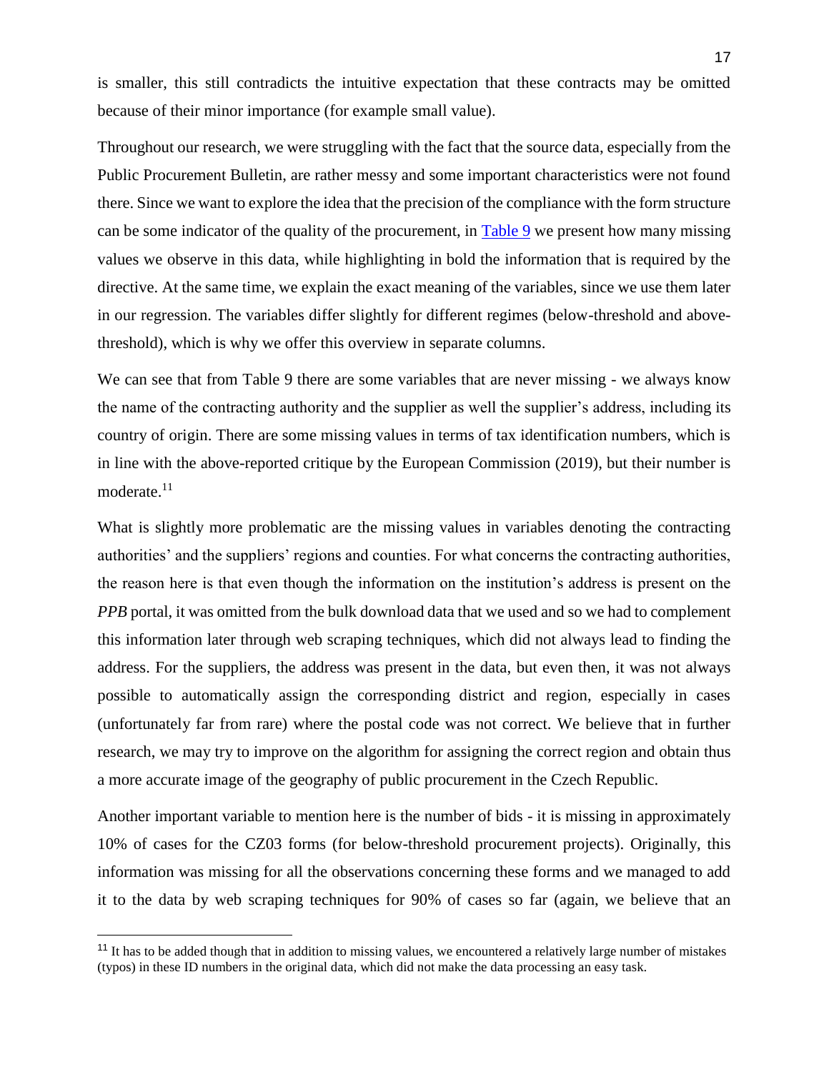is smaller, this still contradicts the intuitive expectation that these contracts may be omitted because of their minor importance (for example small value).

Throughout our research, we were struggling with the fact that the source data, especially from the Public Procurement Bulletin, are rather messy and some important characteristics were not found there. Since we want to explore the idea that the precision of the compliance with the form structure can be some indicator of the quality of the procurement, in Table 9 we present how many missing values we observe in this data, while highlighting in bold the information that is required by the directive. At the same time, we explain the exact meaning of the variables, since we use them later in our regression. The variables differ slightly for different regimes (below-threshold and above-threshold), which is why we offer this overview in separate columns.

We can see that from Table 9 there are some variables that are never missing - we always know the name of the contracting authority and the supplier as well the supplier's address, including its country of origin. There are some missing values in terms of tax identification numbers, which is in line with the above-reported critique by the European Commission (2019), but their number is moderate.[11]

What is slightly more problematic are the missing values in variables denoting the contracting authorities' and the suppliers' regions and counties. For what concerns the contracting authorities, the reason here is that even though the information on the institution's address is present on the *PPB* portal, it was omitted from the bulk download data that we used and so we had to complement this information later through web scraping techniques, which did not always lead to finding the address. For the suppliers, the address was present in the data, but even then, it was not always possible to automatically assign the corresponding district and region, especially in cases (unfortunately far from rare) where the postal code was not correct. We believe that in further research, we may try to improve on the algorithm for assigning the correct region and obtain thus a more accurate image of the geography of public procurement in the Czech Republic.

Another important variable to mention here is the number of bids - it is missing in approximately 10% of cases for the CZ03 forms (for below-threshold procurement projects). Originally, this information was missing for all the observations concerning these forms and we managed to add it to the data by web scraping techniques for 90% of cases so far (again, we believe that an

[11] It has to be added though that in addition to missing values, we encountered a relatively large number of mistakes (typos) in these ID numbers in the original data, which did not make the data processing an easy task.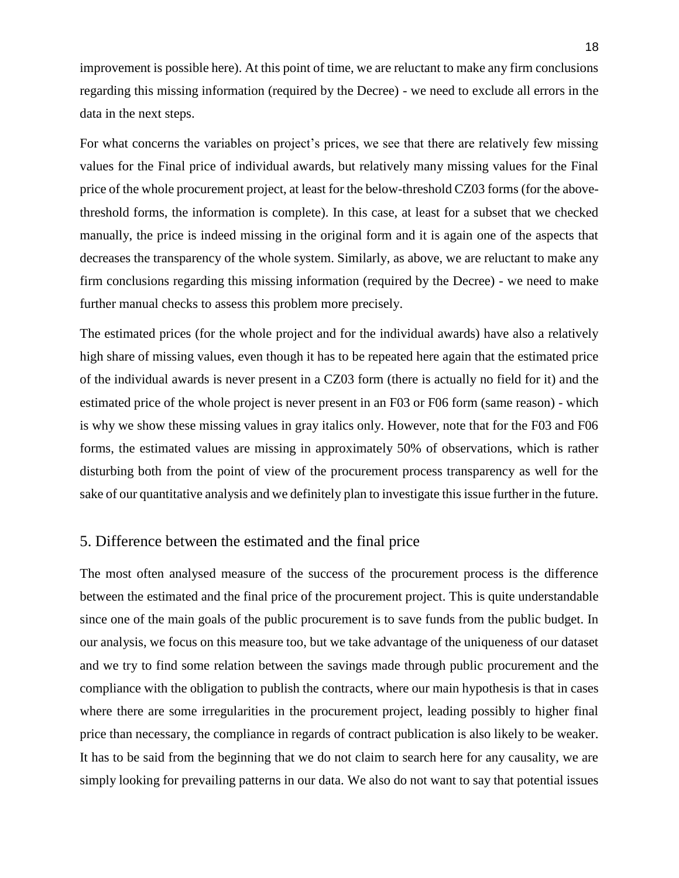improvement is possible here). At this point of time, we are reluctant to make any firm conclusions regarding this missing information (required by the Decree) - we need to exclude all errors in the data in the next steps.

For what concerns the variables on project's prices, we see that there are relatively few missing values for the Final price of individual awards, but relatively many missing values for the Final price of the whole procurement project, at least for the below-threshold CZ03 forms (for the above-threshold forms, the information is complete). In this case, at least for a subset that we checked manually, the price is indeed missing in the original form and it is again one of the aspects that decreases the transparency of the whole system. Similarly, as above, we are reluctant to make any firm conclusions regarding this missing information (required by the Decree) - we need to make further manual checks to assess this problem more precisely.

The estimated prices (for the whole project and for the individual awards) have also a relatively high share of missing values, even though it has to be repeated here again that the estimated price of the individual awards is never present in a CZ03 form (there is actually no field for it) and the estimated price of the whole project is never present in an F03 or F06 form (same reason) - which is why we show these missing values in gray italics only. However, note that for the F03 and F06 forms, the estimated values are missing in approximately 50% of observations, which is rather disturbing both from the point of view of the procurement process transparency as well for the sake of our quantitative analysis and we definitely plan to investigate this issue further in the future.

## 5. Difference between the estimated and the final price

The most often analysed measure of the success of the procurement process is the difference between the estimated and the final price of the procurement project. This is quite understandable since one of the main goals of the public procurement is to save funds from the public budget. In our analysis, we focus on this measure too, but we take advantage of the uniqueness of our dataset and we try to find some relation between the savings made through public procurement and the compliance with the obligation to publish the contracts, where our main hypothesis is that in cases where there are some irregularities in the procurement project, leading possibly to higher final price than necessary, the compliance in regards of contract publication is also likely to be weaker. It has to be said from the beginning that we do not claim to search here for any causality, we are simply looking for prevailing patterns in our data. We also do not want to say that potential issues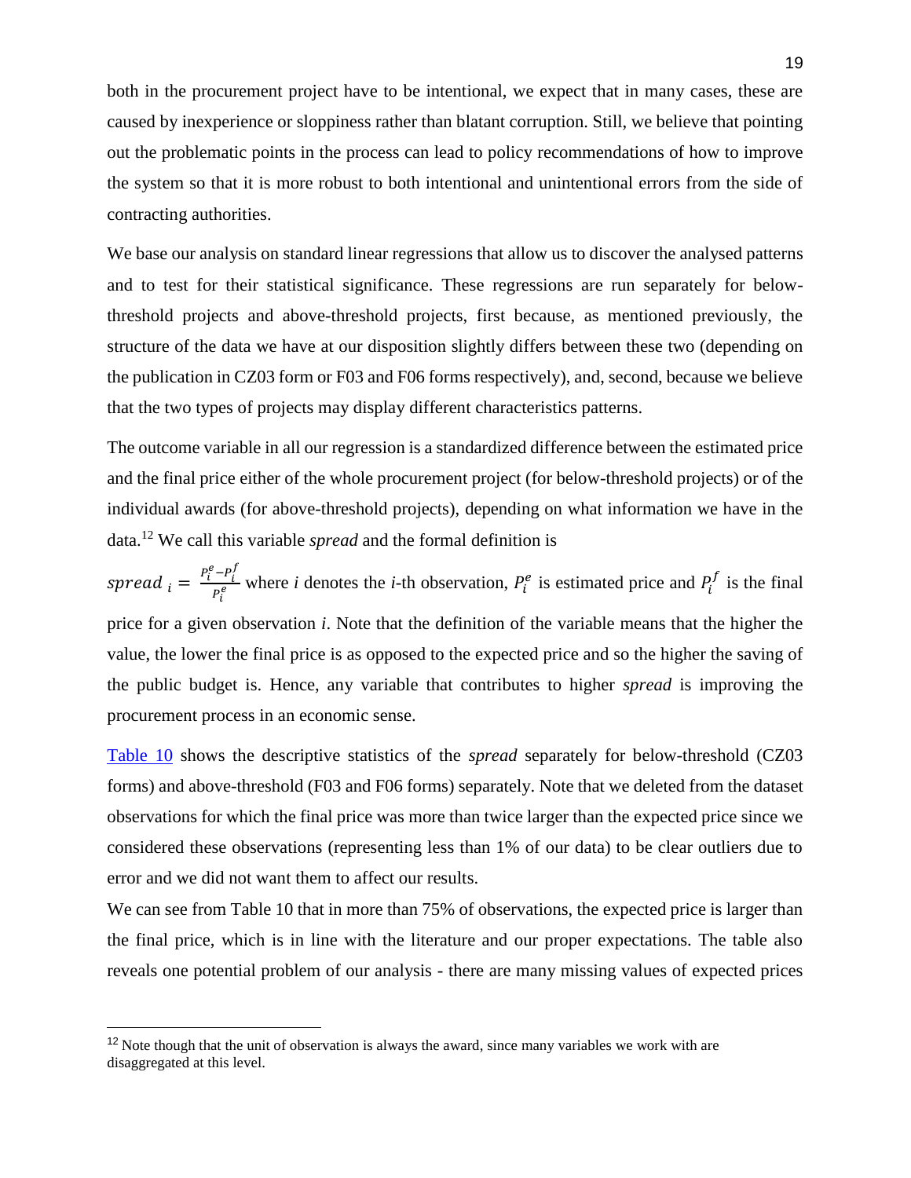both in the procurement project have to be intentional, we expect that in many cases, these are caused by inexperience or sloppiness rather than blatant corruption. Still, we believe that pointing out the problematic points in the process can lead to policy recommendations of how to improve the system so that it is more robust to both intentional and unintentional errors from the side of contracting authorities.

We base our analysis on standard linear regressions that allow us to discover the analysed patterns and to test for their statistical significance. These regressions are run separately for below-threshold projects and above-threshold projects, first because, as mentioned previously, the structure of the data we have at our disposition slightly differs between these two (depending on the publication in CZ03 form or F03 and F06 forms respectively), and, second, because we believe that the two types of projects may display different characteristics patterns.

The outcome variable in all our regression is a standardized difference between the estimated price and the final price either of the whole procurement project (for below-threshold projects) or of the individual awards (for above-threshold projects), depending on what information we have in the data.[12] We call this variable *spread* and the formal definition is

$spread_i = \frac{P_i^e - P_i^f}{P_i^e}$ where *i* denotes the *i*-th observation, $P_i^e$ is estimated price and $P_i^f$ is the final price for a given observation *i*. Note that the definition of the variable means that the higher the value, the lower the final price is as opposed to the expected price and so the higher the saving of the public budget is. Hence, any variable that contributes to higher *spread* is improving the procurement process in an economic sense.

Table 10 shows the descriptive statistics of the *spread* separately for below-threshold (CZ03 forms) and above-threshold (F03 and F06 forms) separately. Note that we deleted from the dataset observations for which the final price was more than twice larger than the expected price since we considered these observations (representing less than 1% of our data) to be clear outliers due to error and we did not want them to affect our results.

We can see from Table 10 that in more than 75% of observations, the expected price is larger than the final price, which is in line with the literature and our proper expectations. The table also reveals one potential problem of our analysis - there are many missing values of expected prices

[12] Note though that the unit of observation is always the award, since many variables we work with are disaggregated at this level.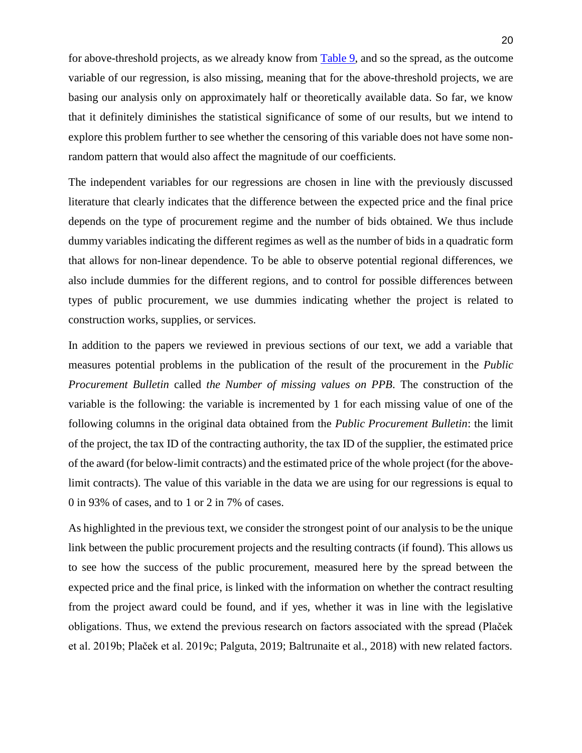for above-threshold projects, as we already know from Table 9, and so the spread, as the outcome variable of our regression, is also missing, meaning that for the above-threshold projects, we are basing our analysis only on approximately half or theoretically available data. So far, we know that it definitely diminishes the statistical significance of some of our results, but we intend to explore this problem further to see whether the censoring of this variable does not have some non-random pattern that would also affect the magnitude of our coefficients.

The independent variables for our regressions are chosen in line with the previously discussed literature that clearly indicates that the difference between the expected price and the final price depends on the type of procurement regime and the number of bids obtained. We thus include dummy variables indicating the different regimes as well as the number of bids in a quadratic form that allows for non-linear dependence. To be able to observe potential regional differences, we also include dummies for the different regions, and to control for possible differences between types of public procurement, we use dummies indicating whether the project is related to construction works, supplies, or services.

In addition to the papers we reviewed in previous sections of our text, we add a variable that measures potential problems in the publication of the result of the procurement in the *Public Procurement Bulletin* called *the Number of missing values on PPB*. The construction of the variable is the following: the variable is incremented by 1 for each missing value of one of the following columns in the original data obtained from the *Public Procurement Bulletin*: the limit of the project, the tax ID of the contracting authority, the tax ID of the supplier, the estimated price of the award (for below-limit contracts) and the estimated price of the whole project (for the above-limit contracts). The value of this variable in the data we are using for our regressions is equal to 0 in 93% of cases, and to 1 or 2 in 7% of cases.

As highlighted in the previous text, we consider the strongest point of our analysis to be the unique link between the public procurement projects and the resulting contracts (if found). This allows us to see how the success of the public procurement, measured here by the spread between the expected price and the final price, is linked with the information on whether the contract resulting from the project award could be found, and if yes, whether it was in line with the legislative obligations. Thus, we extend the previous research on factors associated with the spread (Plaček et al. 2019b; Plaček et al. 2019c; Palguta, 2019; Baltrunaite et al., 2018) with new related factors.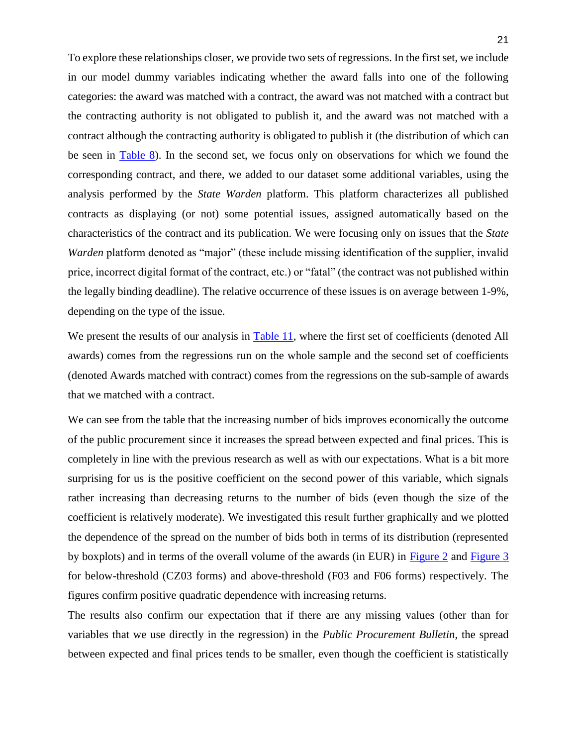To explore these relationships closer, we provide two sets of regressions. In the first set, we include in our model dummy variables indicating whether the award falls into one of the following categories: the award was matched with a contract, the award was not matched with a contract but the contracting authority is not obligated to publish it, and the award was not matched with a contract although the contracting authority is obligated to publish it (the distribution of which can be seen in Table 8). In the second set, we focus only on observations for which we found the corresponding contract, and there, we added to our dataset some additional variables, using the analysis performed by the *State Warden* platform. This platform characterizes all published contracts as displaying (or not) some potential issues, assigned automatically based on the characteristics of the contract and its publication. We were focusing only on issues that the *State Warden* platform denoted as "major" (these include missing identification of the supplier, invalid price, incorrect digital format of the contract, etc.) or "fatal" (the contract was not published within the legally binding deadline). The relative occurrence of these issues is on average between 1-9%, depending on the type of the issue.

We present the results of our analysis in Table 11, where the first set of coefficients (denoted All awards) comes from the regressions run on the whole sample and the second set of coefficients (denoted Awards matched with contract) comes from the regressions on the sub-sample of awards that we matched with a contract.

We can see from the table that the increasing number of bids improves economically the outcome of the public procurement since it increases the spread between expected and final prices. This is completely in line with the previous research as well as with our expectations. What is a bit more surprising for us is the positive coefficient on the second power of this variable, which signals rather increasing than decreasing returns to the number of bids (even though the size of the coefficient is relatively moderate). We investigated this result further graphically and we plotted the dependence of the spread on the number of bids both in terms of its distribution (represented by boxplots) and in terms of the overall volume of the awards (in EUR) in Figure 2 and Figure 3 for below-threshold (CZ03 forms) and above-threshold (F03 and F06 forms) respectively. The figures confirm positive quadratic dependence with increasing returns.

The results also confirm our expectation that if there are any missing values (other than for variables that we use directly in the regression) in the *Public Procurement Bulletin*, the spread between expected and final prices tends to be smaller, even though the coefficient is statistically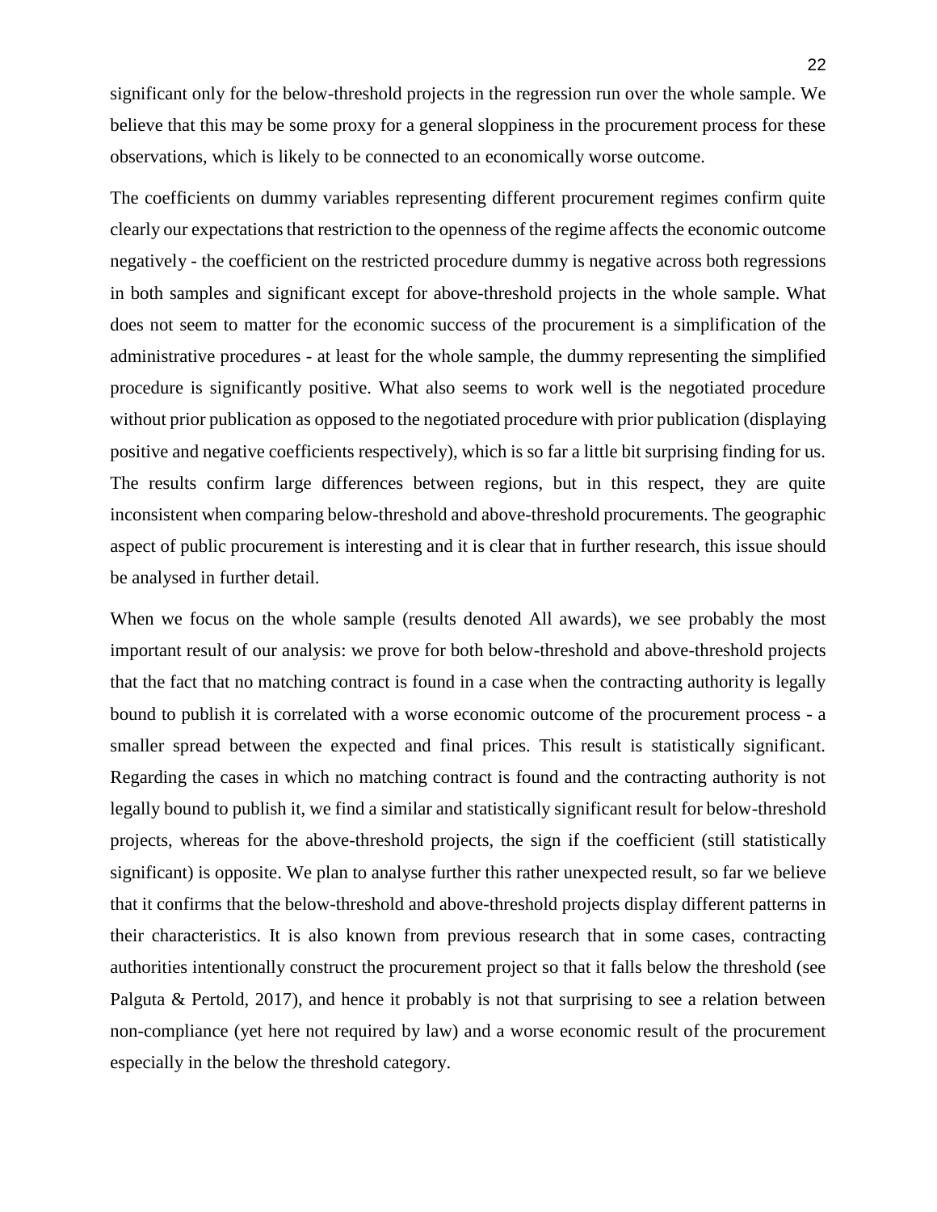significant only for the below-threshold projects in the regression run over the whole sample. We believe that this may be some proxy for a general sloppiness in the procurement process for these observations, which is likely to be connected to an economically worse outcome.

The coefficients on dummy variables representing different procurement regimes confirm quite clearly our expectations that restriction to the openness of the regime affects the economic outcome negatively - the coefficient on the restricted procedure dummy is negative across both regressions in both samples and significant except for above-threshold projects in the whole sample. What does not seem to matter for the economic success of the procurement is a simplification of the administrative procedures - at least for the whole sample, the dummy representing the simplified procedure is significantly positive. What also seems to work well is the negotiated procedure without prior publication as opposed to the negotiated procedure with prior publication (displaying positive and negative coefficients respectively), which is so far a little bit surprising finding for us. The results confirm large differences between regions, but in this respect, they are quite inconsistent when comparing below-threshold and above-threshold procurements. The geographic aspect of public procurement is interesting and it is clear that in further research, this issue should be analysed in further detail.

When we focus on the whole sample (results denoted All awards), we see probably the most important result of our analysis: we prove for both below-threshold and above-threshold projects that the fact that no matching contract is found in a case when the contracting authority is legally bound to publish it is correlated with a worse economic outcome of the procurement process - a smaller spread between the expected and final prices. This result is statistically significant. Regarding the cases in which no matching contract is found and the contracting authority is not legally bound to publish it, we find a similar and statistically significant result for below-threshold projects, whereas for the above-threshold projects, the sign if the coefficient (still statistically significant) is opposite. We plan to analyse further this rather unexpected result, so far we believe that it confirms that the below-threshold and above-threshold projects display different patterns in their characteristics. It is also known from previous research that in some cases, contracting authorities intentionally construct the procurement project so that it falls below the threshold (see Palguta & Pertold, 2017), and hence it probably is not that surprising to see a relation between non-compliance (yet here not required by law) and a worse economic result of the procurement especially in the below the threshold category.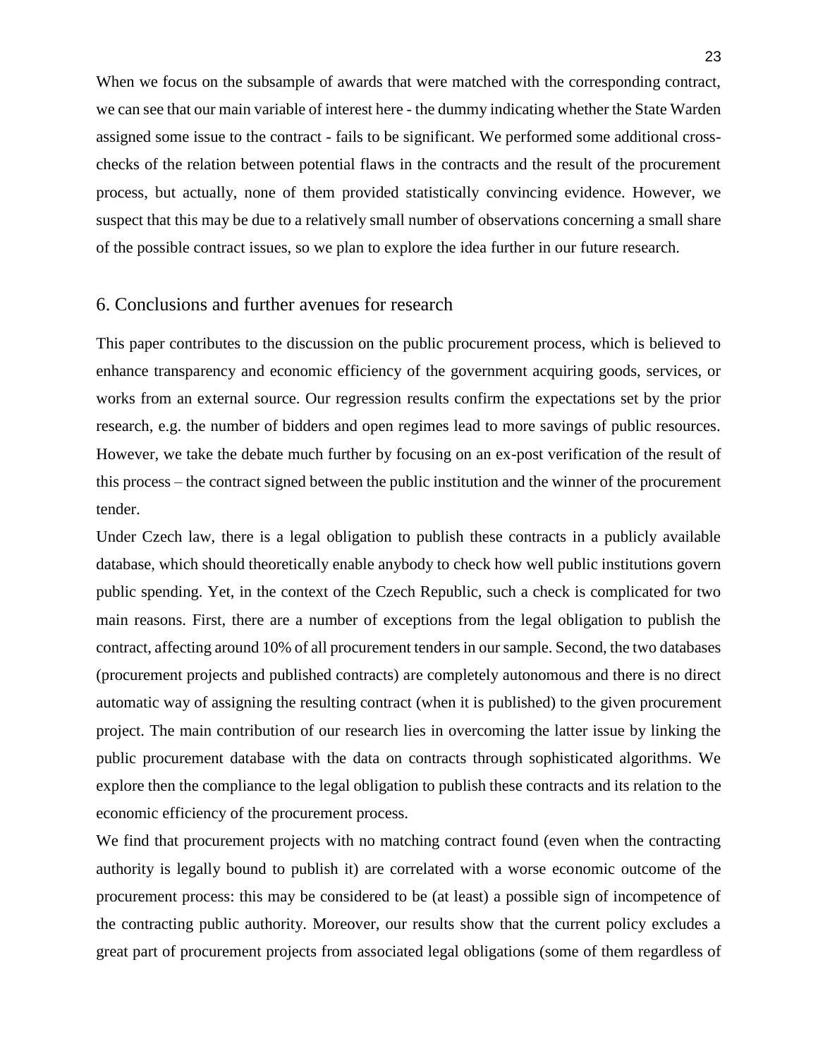When we focus on the subsample of awards that were matched with the corresponding contract, we can see that our main variable of interest here - the dummy indicating whether the State Warden assigned some issue to the contract - fails to be significant. We performed some additional cross-checks of the relation between potential flaws in the contracts and the result of the procurement process, but actually, none of them provided statistically convincing evidence. However, we suspect that this may be due to a relatively small number of observations concerning a small share of the possible contract issues, so we plan to explore the idea further in our future research.

## 6. Conclusions and further avenues for research

This paper contributes to the discussion on the public procurement process, which is believed to enhance transparency and economic efficiency of the government acquiring goods, services, or works from an external source. Our regression results confirm the expectations set by the prior research, e.g. the number of bidders and open regimes lead to more savings of public resources. However, we take the debate much further by focusing on an ex-post verification of the result of this process – the contract signed between the public institution and the winner of the procurement tender.

Under Czech law, there is a legal obligation to publish these contracts in a publicly available database, which should theoretically enable anybody to check how well public institutions govern public spending. Yet, in the context of the Czech Republic, such a check is complicated for two main reasons. First, there are a number of exceptions from the legal obligation to publish the contract, affecting around 10% of all procurement tenders in our sample. Second, the two databases (procurement projects and published contracts) are completely autonomous and there is no direct automatic way of assigning the resulting contract (when it is published) to the given procurement project. The main contribution of our research lies in overcoming the latter issue by linking the public procurement database with the data on contracts through sophisticated algorithms. We explore then the compliance to the legal obligation to publish these contracts and its relation to the economic efficiency of the procurement process.

We find that procurement projects with no matching contract found (even when the contracting authority is legally bound to publish it) are correlated with a worse economic outcome of the procurement process: this may be considered to be (at least) a possible sign of incompetence of the contracting public authority. Moreover, our results show that the current policy excludes a great part of procurement projects from associated legal obligations (some of them regardless of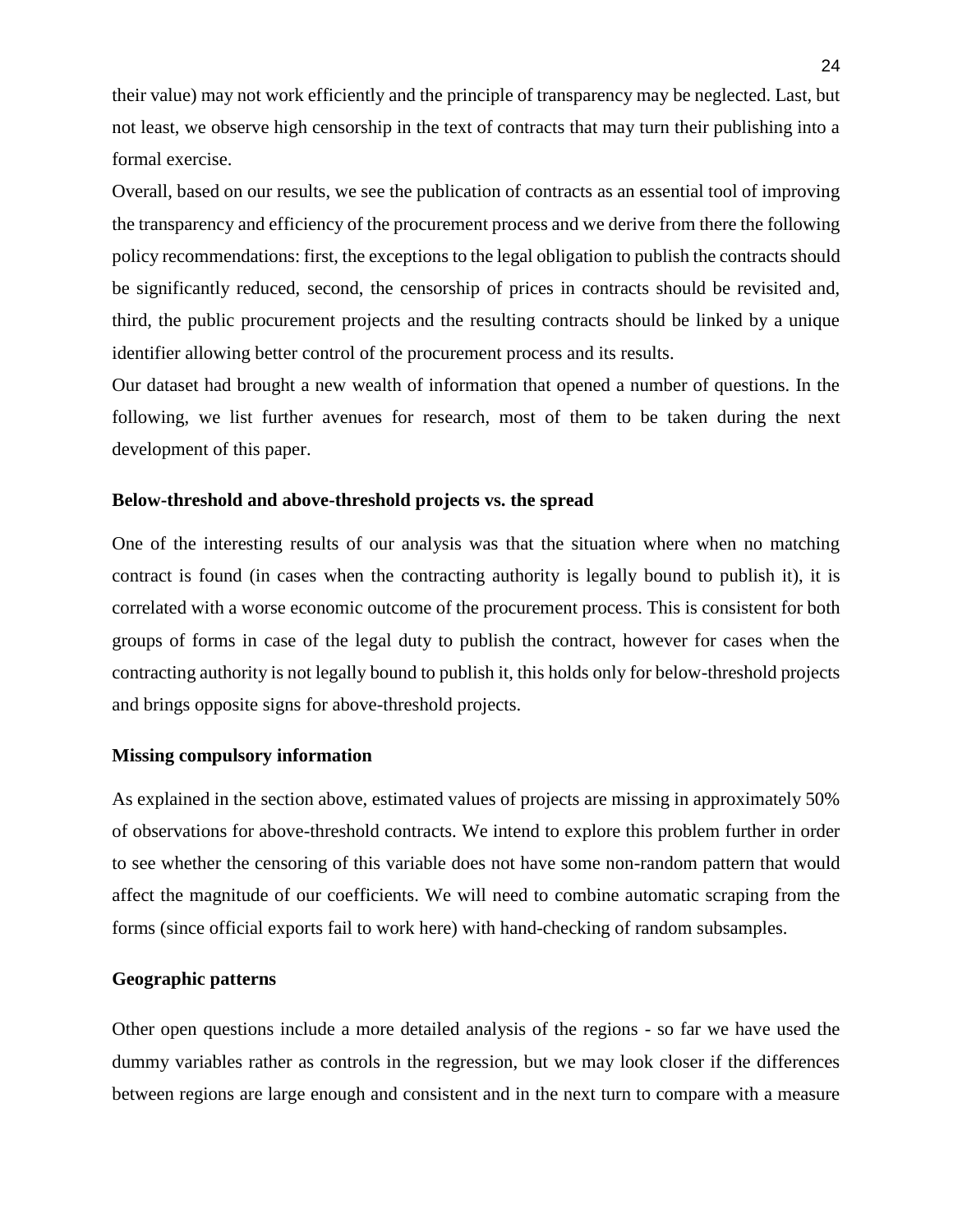their value) may not work efficiently and the principle of transparency may be neglected. Last, but not least, we observe high censorship in the text of contracts that may turn their publishing into a formal exercise.

Overall, based on our results, we see the publication of contracts as an essential tool of improving the transparency and efficiency of the procurement process and we derive from there the following policy recommendations: first, the exceptions to the legal obligation to publish the contracts should be significantly reduced, second, the censorship of prices in contracts should be revisited and, third, the public procurement projects and the resulting contracts should be linked by a unique identifier allowing better control of the procurement process and its results.

Our dataset had brought a new wealth of information that opened a number of questions. In the following, we list further avenues for research, most of them to be taken during the next development of this paper.

**Below-threshold and above-threshold projects vs. the spread**

One of the interesting results of our analysis was that the situation where when no matching contract is found (in cases when the contracting authority is legally bound to publish it), it is correlated with a worse economic outcome of the procurement process. This is consistent for both groups of forms in case of the legal duty to publish the contract, however for cases when the contracting authority is not legally bound to publish it, this holds only for below-threshold projects and brings opposite signs for above-threshold projects.

**Missing compulsory information**

As explained in the section above, estimated values of projects are missing in approximately 50% of observations for above-threshold contracts. We intend to explore this problem further in order to see whether the censoring of this variable does not have some non-random pattern that would affect the magnitude of our coefficients. We will need to combine automatic scraping from the forms (since official exports fail to work here) with hand-checking of random subsamples.

**Geographic patterns**

Other open questions include a more detailed analysis of the regions - so far we have used the dummy variables rather as controls in the regression, but we may look closer if the differences between regions are large enough and consistent and in the next turn to compare with a measure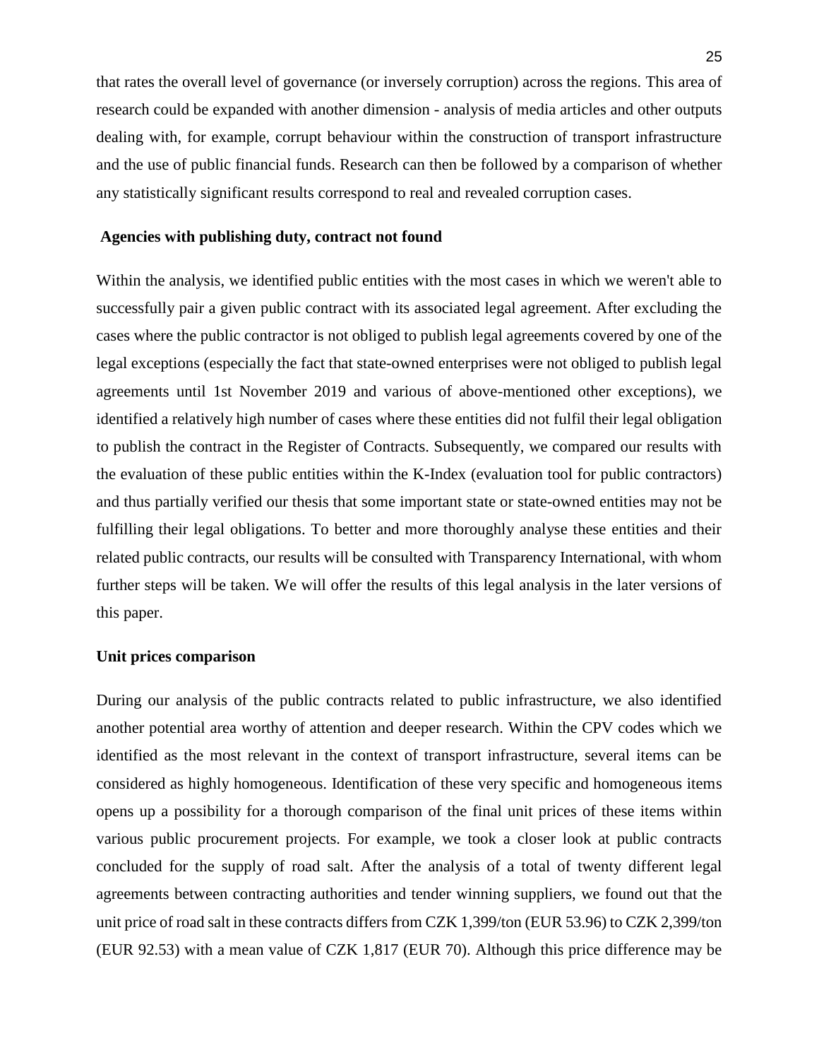that rates the overall level of governance (or inversely corruption) across the regions. This area of research could be expanded with another dimension - analysis of media articles and other outputs dealing with, for example, corrupt behaviour within the construction of transport infrastructure and the use of public financial funds. Research can then be followed by a comparison of whether any statistically significant results correspond to real and revealed corruption cases.

**Agencies with publishing duty, contract not found**

Within the analysis, we identified public entities with the most cases in which we weren't able to successfully pair a given public contract with its associated legal agreement. After excluding the cases where the public contractor is not obliged to publish legal agreements covered by one of the legal exceptions (especially the fact that state-owned enterprises were not obliged to publish legal agreements until 1st November 2019 and various of above-mentioned other exceptions), we identified a relatively high number of cases where these entities did not fulfil their legal obligation to publish the contract in the Register of Contracts. Subsequently, we compared our results with the evaluation of these public entities within the K-Index (evaluation tool for public contractors) and thus partially verified our thesis that some important state or state-owned entities may not be fulfilling their legal obligations. To better and more thoroughly analyse these entities and their related public contracts, our results will be consulted with Transparency International, with whom further steps will be taken. We will offer the results of this legal analysis in the later versions of this paper.

**Unit prices comparison**

During our analysis of the public contracts related to public infrastructure, we also identified another potential area worthy of attention and deeper research. Within the CPV codes which we identified as the most relevant in the context of transport infrastructure, several items can be considered as highly homogeneous. Identification of these very specific and homogeneous items opens up a possibility for a thorough comparison of the final unit prices of these items within various public procurement projects. For example, we took a closer look at public contracts concluded for the supply of road salt. After the analysis of a total of twenty different legal agreements between contracting authorities and tender winning suppliers, we found out that the unit price of road salt in these contracts differs from CZK 1,399/ton (EUR 53.96) to CZK 2,399/ton (EUR 92.53) with a mean value of CZK 1,817 (EUR 70). Although this price difference may be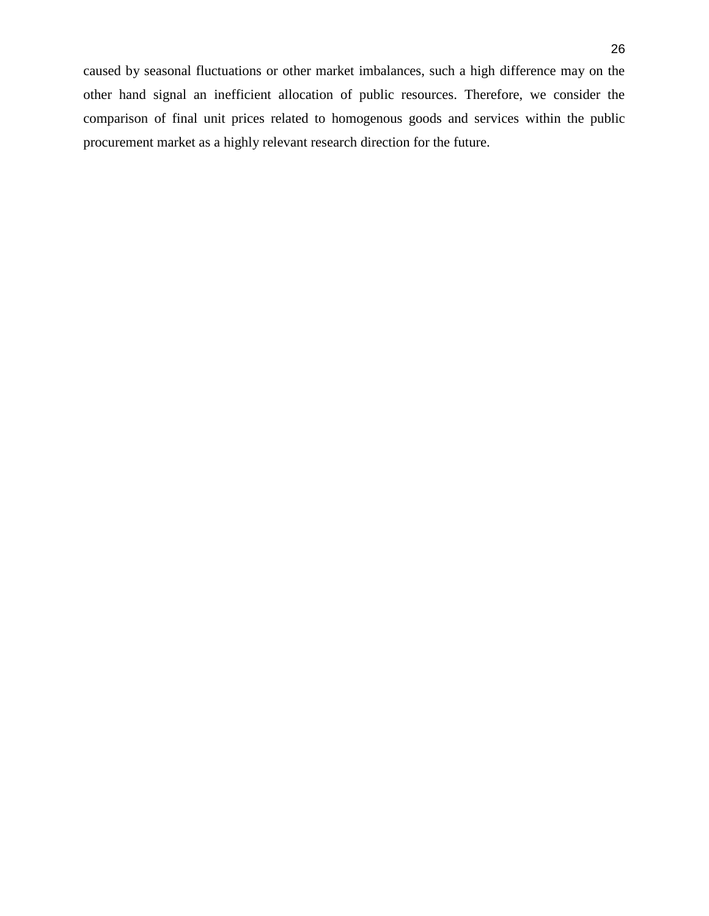caused by seasonal fluctuations or other market imbalances, such a high difference may on the other hand signal an inefficient allocation of public resources. Therefore, we consider the comparison of final unit prices related to homogenous goods and services within the public procurement market as a highly relevant research direction for the future.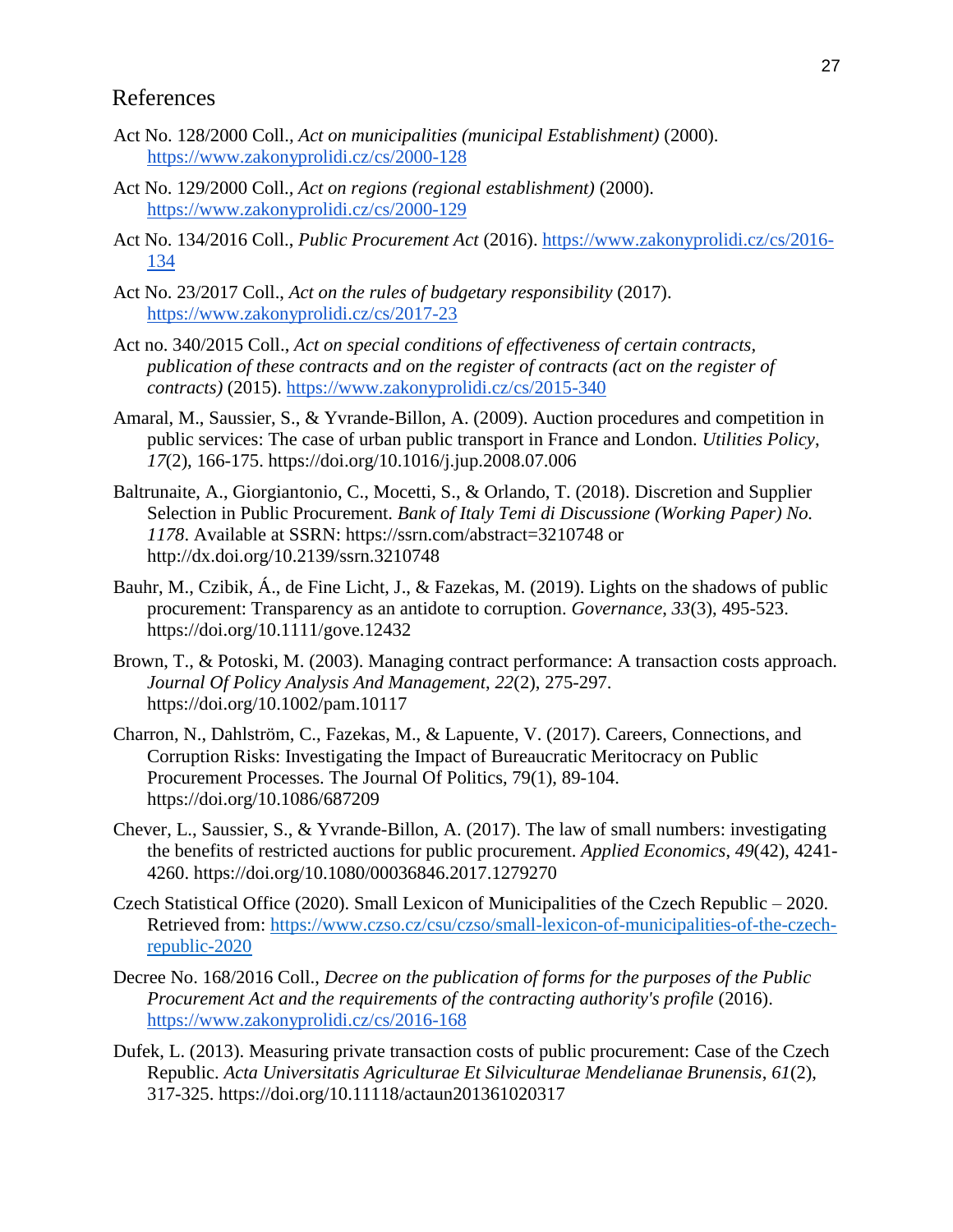# References

Act No. 128/2000 Coll., *Act on municipalities (municipal Establishment)* (2000). https://www.zakonyprolidi.cz/cs/2000-128

Act No. 129/2000 Coll., *Act on regions (regional establishment)* (2000). https://www.zakonyprolidi.cz/cs/2000-129

Act No. 134/2016 Coll., *Public Procurement Act* (2016). https://www.zakonyprolidi.cz/cs/2016-134

Act No. 23/2017 Coll., *Act on the rules of budgetary responsibility* (2017). https://www.zakonyprolidi.cz/cs/2017-23

Act no. 340/2015 Coll., *Act on special conditions of effectiveness of certain contracts, publication of these contracts and on the register of contracts (act on the register of contracts)* (2015). https://www.zakonyprolidi.cz/cs/2015-340

Amaral, M., Saussier, S., & Yvrande-Billon, A. (2009). Auction procedures and competition in public services: The case of urban public transport in France and London. *Utilities Policy*, *17*(2), 166-175. https://doi.org/10.1016/j.jup.2008.07.006

Baltrunaite, A., Giorgiantonio, C., Mocetti, S., & Orlando, T. (2018). Discretion and Supplier Selection in Public Procurement. *Bank of Italy Temi di Discussione (Working Paper) No. 1178*. Available at SSRN: https://ssrn.com/abstract=3210748 or http://dx.doi.org/10.2139/ssrn.3210748

Bauhr, M., Czibik, Á., de Fine Licht, J., & Fazekas, M. (2019). Lights on the shadows of public procurement: Transparency as an antidote to corruption. *Governance*, *33*(3), 495-523. https://doi.org/10.1111/gove.12432

Brown, T., & Potoski, M. (2003). Managing contract performance: A transaction costs approach. *Journal Of Policy Analysis And Management*, *22*(2), 275-297. https://doi.org/10.1002/pam.10117

Charron, N., Dahlström, C., Fazekas, M., & Lapuente, V. (2017). Careers, Connections, and Corruption Risks: Investigating the Impact of Bureaucratic Meritocracy on Public Procurement Processes. The Journal Of Politics, 79(1), 89-104. https://doi.org/10.1086/687209

Chever, L., Saussier, S., & Yvrande-Billon, A. (2017). The law of small numbers: investigating the benefits of restricted auctions for public procurement. *Applied Economics*, *49*(42), 4241-4260. https://doi.org/10.1080/00036846.2017.1279270

Czech Statistical Office (2020). Small Lexicon of Municipalities of the Czech Republic – 2020. Retrieved from: https://www.czso.cz/csu/czso/small-lexicon-of-municipalities-of-the-czech-republic-2020

Decree No. 168/2016 Coll., *Decree on the publication of forms for the purposes of the Public Procurement Act and the requirements of the contracting authority's profile* (2016). https://www.zakonyprolidi.cz/cs/2016-168

Dufek, L. (2013). Measuring private transaction costs of public procurement: Case of the Czech Republic. *Acta Universitatis Agriculturae Et Silviculturae Mendelianae Brunensis*, *61*(2), 317-325. https://doi.org/10.11118/actaun201361020317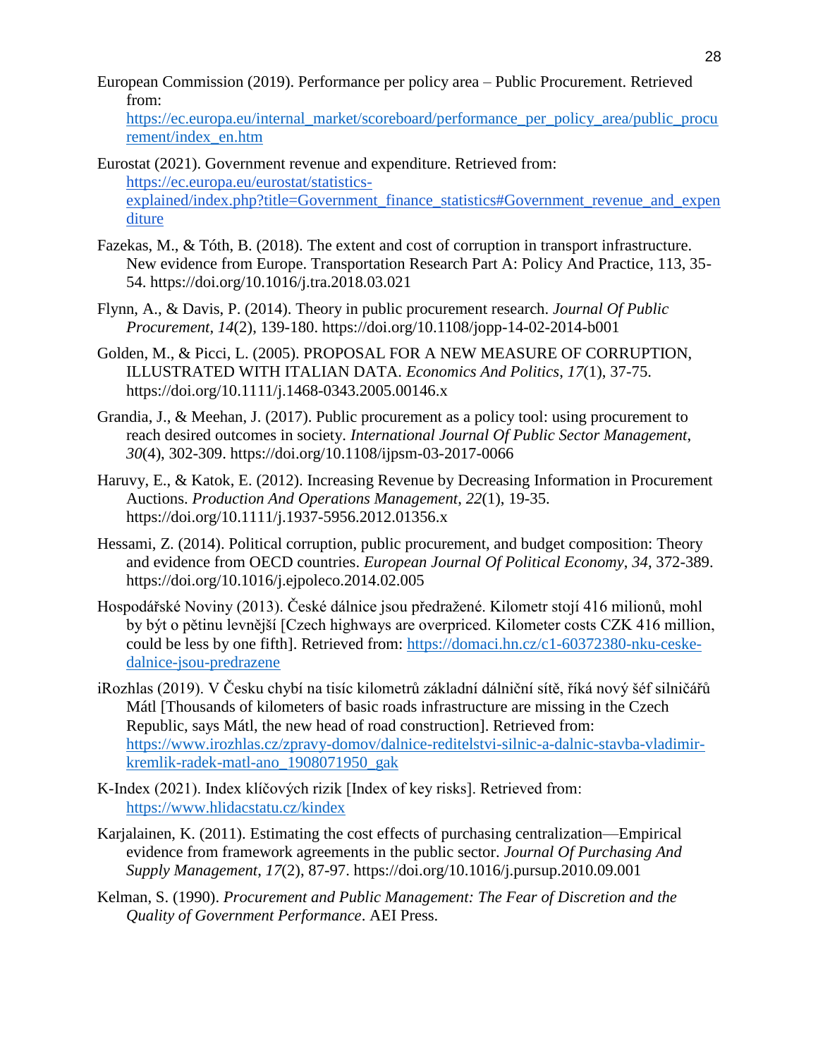European Commission (2019). Performance per policy area – Public Procurement. Retrieved from: https://ec.europa.eu/internal_market/scoreboard/performance_per_policy_area/public_procurement/index_en.htm

Eurostat (2021). Government revenue and expenditure. Retrieved from: https://ec.europa.eu/eurostat/statistics-explained/index.php?title=Government_finance_statistics#Government_revenue_and_expenditure

Fazekas, M., & Tóth, B. (2018). The extent and cost of corruption in transport infrastructure. New evidence from Europe. Transportation Research Part A: Policy And Practice, 113, 35-54. https://doi.org/10.1016/j.tra.2018.03.021

Flynn, A., & Davis, P. (2014). Theory in public procurement research. *Journal Of Public Procurement*, *14*(2), 139-180. https://doi.org/10.1108/jopp-14-02-2014-b001

Golden, M., & Picci, L. (2005). PROPOSAL FOR A NEW MEASURE OF CORRUPTION, ILLUSTRATED WITH ITALIAN DATA. *Economics And Politics*, *17*(1), 37-75. https://doi.org/10.1111/j.1468-0343.2005.00146.x

Grandia, J., & Meehan, J. (2017). Public procurement as a policy tool: using procurement to reach desired outcomes in society. *International Journal Of Public Sector Management*, *30*(4), 302-309. https://doi.org/10.1108/ijpsm-03-2017-0066

Haruvy, E., & Katok, E. (2012). Increasing Revenue by Decreasing Information in Procurement Auctions. *Production And Operations Management*, *22*(1), 19-35. https://doi.org/10.1111/j.1937-5956.2012.01356.x

Hessami, Z. (2014). Political corruption, public procurement, and budget composition: Theory and evidence from OECD countries. *European Journal Of Political Economy*, *34*, 372-389. https://doi.org/10.1016/j.ejpoleco.2014.02.005

Hospodářské Noviny (2013). České dálnice jsou předražené. Kilometr stojí 416 milionů, mohl by být o pětinu levnější [Czech highways are overpriced. Kilometer costs CZK 416 million, could be less by one fifth]. Retrieved from: https://domaci.hn.cz/c1-60372380-nku-ceske-dalnice-jsou-predrazene

iRozhlas (2019). V Česku chybí na tisíc kilometrů základní dálniční sítě, říká nový šéf silničářů Mátl [Thousands of kilometers of basic roads infrastructure are missing in the Czech Republic, says Mátl, the new head of road construction]. Retrieved from: https://www.irozhlas.cz/zpravy-domov/dalnice-reditelstvi-silnic-a-dalnic-stavba-vladimir-kremlik-radek-matl-ano_1908071950_gak

K-Index (2021). Index klíčových rizik [Index of key risks]. Retrieved from: https://www.hlidacstatu.cz/kindex

Karjalainen, K. (2011). Estimating the cost effects of purchasing centralization—Empirical evidence from framework agreements in the public sector. *Journal Of Purchasing And Supply Management*, *17*(2), 87-97. https://doi.org/10.1016/j.pursup.2010.09.001

Kelman, S. (1990). *Procurement and Public Management: The Fear of Discretion and the Quality of Government Performance*. AEI Press.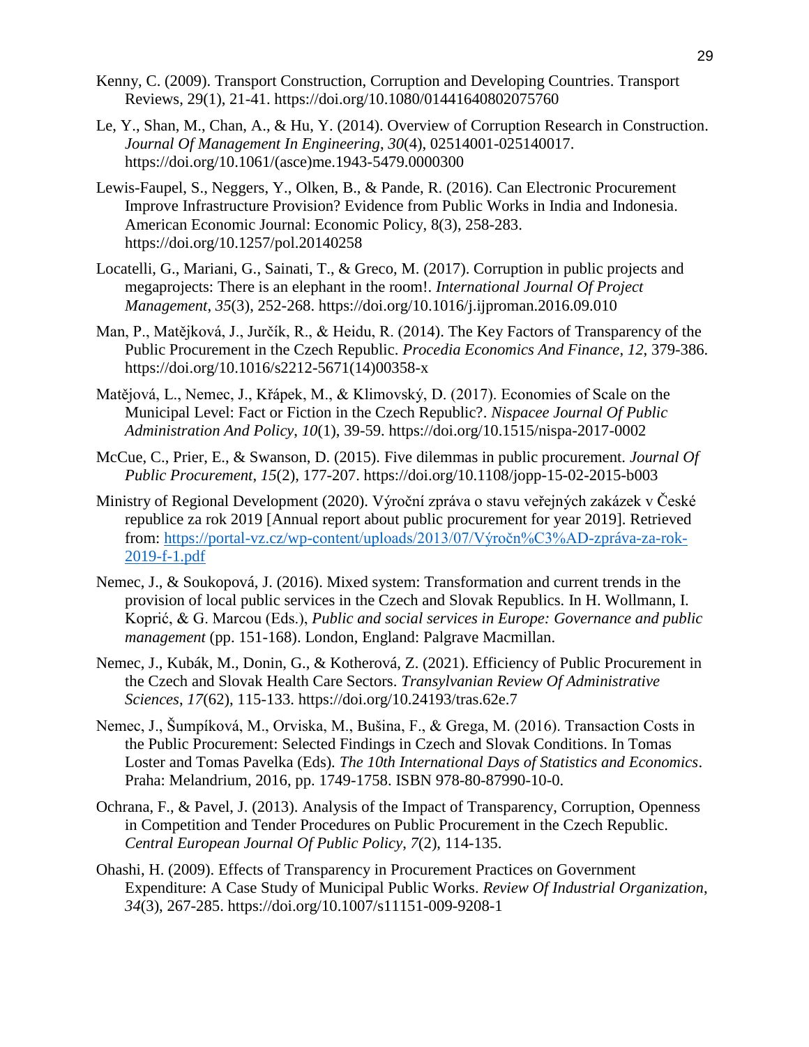Kenny, C. (2009). Transport Construction, Corruption and Developing Countries. Transport Reviews, 29(1), 21-41. https://doi.org/10.1080/01441640802075760

Le, Y., Shan, M., Chan, A., & Hu, Y. (2014). Overview of Corruption Research in Construction. *Journal Of Management In Engineering*, *30*(4), 02514001-025140017. https://doi.org/10.1061/(asce)me.1943-5479.0000300

Lewis-Faupel, S., Neggers, Y., Olken, B., & Pande, R. (2016). Can Electronic Procurement Improve Infrastructure Provision? Evidence from Public Works in India and Indonesia. American Economic Journal: Economic Policy, 8(3), 258-283. https://doi.org/10.1257/pol.20140258

Locatelli, G., Mariani, G., Sainati, T., & Greco, M. (2017). Corruption in public projects and megaprojects: There is an elephant in the room!. *International Journal Of Project Management*, *35*(3), 252-268. https://doi.org/10.1016/j.ijproman.2016.09.010

Man, P., Matějková, J., Jurčík, R., & Heidu, R. (2014). The Key Factors of Transparency of the Public Procurement in the Czech Republic. *Procedia Economics And Finance*, *12*, 379-386. https://doi.org/10.1016/s2212-5671(14)00358-x

Matějová, L., Nemec, J., Křápek, M., & Klimovský, D. (2017). Economies of Scale on the Municipal Level: Fact or Fiction in the Czech Republic?. *Nispacee Journal Of Public Administration And Policy*, *10*(1), 39-59. https://doi.org/10.1515/nispa-2017-0002

McCue, C., Prier, E., & Swanson, D. (2015). Five dilemmas in public procurement. *Journal Of Public Procurement*, *15*(2), 177-207. https://doi.org/10.1108/jopp-15-02-2015-b003

Ministry of Regional Development (2020). Výroční zpráva o stavu veřejných zakázek v České republice za rok 2019 [Annual report about public procurement for year 2019]. Retrieved from: https://portal-vz.cz/wp-content/uploads/2013/07/Výročn%C3%AD-zpráva-za-rok-2019-f-1.pdf

Nemec, J., & Soukopová, J. (2016). Mixed system: Transformation and current trends in the provision of local public services in the Czech and Slovak Republics. In H. Wollmann, I. Koprić, & G. Marcou (Eds.), *Public and social services in Europe: Governance and public management* (pp. 151-168). London, England: Palgrave Macmillan.

Nemec, J., Kubák, M., Donin, G., & Kotherová, Z. (2021). Efficiency of Public Procurement in the Czech and Slovak Health Care Sectors. *Transylvanian Review Of Administrative Sciences*, *17*(62), 115-133. https://doi.org/10.24193/tras.62e.7

Nemec, J., Šumpíková, M., Orviska, M., Bušina, F., & Grega, M. (2016). Transaction Costs in the Public Procurement: Selected Findings in Czech and Slovak Conditions. In Tomas Loster and Tomas Pavelka (Eds). *The 10th International Days of Statistics and Economics*. Praha: Melandrium, 2016, pp. 1749-1758. ISBN 978-80-87990-10-0.

Ochrana, F., & Pavel, J. (2013). Analysis of the Impact of Transparency, Corruption, Openness in Competition and Tender Procedures on Public Procurement in the Czech Republic. *Central European Journal Of Public Policy*, *7*(2), 114-135.

Ohashi, H. (2009). Effects of Transparency in Procurement Practices on Government Expenditure: A Case Study of Municipal Public Works. *Review Of Industrial Organization*, *34*(3), 267-285. https://doi.org/10.1007/s11151-009-9208-1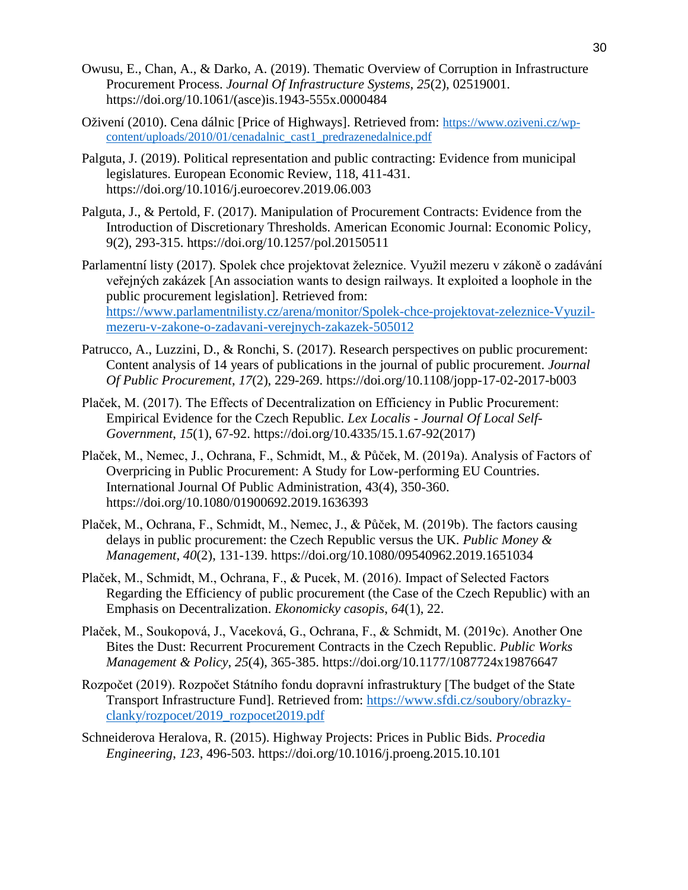Owusu, E., Chan, A., & Darko, A. (2019). Thematic Overview of Corruption in Infrastructure Procurement Process. *Journal Of Infrastructure Systems*, *25*(2), 02519001. https://doi.org/10.1061/(asce)is.1943-555x.0000484

Oživení (2010). Cena dálnic [Price of Highways]. Retrieved from: https://www.oziveni.cz/wp-content/uploads/2010/01/cenadalnic_cast1_predrazenedalnice.pdf

Palguta, J. (2019). Political representation and public contracting: Evidence from municipal legislatures. European Economic Review, 118, 411-431. https://doi.org/10.1016/j.euroecorev.2019.06.003

Palguta, J., & Pertold, F. (2017). Manipulation of Procurement Contracts: Evidence from the Introduction of Discretionary Thresholds. American Economic Journal: Economic Policy, 9(2), 293-315. https://doi.org/10.1257/pol.20150511

Parlamentní listy (2017). Spolek chce projektovat železnice. Využil mezeru v zákoně o zadávání veřejných zakázek [An association wants to design railways. It exploited a loophole in the public procurement legislation]. Retrieved from: https://www.parlamentnilisty.cz/arena/monitor/Spolek-chce-projektovat-zeleznice-Vyuzil-mezeru-v-zakone-o-zadavani-verejnych-zakazek-505012

Patrucco, A., Luzzini, D., & Ronchi, S. (2017). Research perspectives on public procurement: Content analysis of 14 years of publications in the journal of public procurement. *Journal Of Public Procurement*, *17*(2), 229-269. https://doi.org/10.1108/jopp-17-02-2017-b003

Plaček, M. (2017). The Effects of Decentralization on Efficiency in Public Procurement: Empirical Evidence for the Czech Republic. *Lex Localis - Journal Of Local Self-Government*, *15*(1), 67-92. https://doi.org/10.4335/15.1.67-92(2017)

Plaček, M., Nemec, J., Ochrana, F., Schmidt, M., & Půček, M. (2019a). Analysis of Factors of Overpricing in Public Procurement: A Study for Low-performing EU Countries. International Journal Of Public Administration, 43(4), 350-360. https://doi.org/10.1080/01900692.2019.1636393

Plaček, M., Ochrana, F., Schmidt, M., Nemec, J., & Půček, M. (2019b). The factors causing delays in public procurement: the Czech Republic versus the UK. *Public Money & Management*, *40*(2), 131-139. https://doi.org/10.1080/09540962.2019.1651034

Plaček, M., Schmidt, M., Ochrana, F., & Pucek, M. (2016). Impact of Selected Factors Regarding the Efficiency of public procurement (the Case of the Czech Republic) with an Emphasis on Decentralization. *Ekonomicky casopis*, *64*(1), 22.

Plaček, M., Soukopová, J., Vaceková, G., Ochrana, F., & Schmidt, M. (2019c). Another One Bites the Dust: Recurrent Procurement Contracts in the Czech Republic. *Public Works Management & Policy*, *25*(4), 365-385. https://doi.org/10.1177/1087724x19876647

Rozpočet (2019). Rozpočet Státního fondu dopravní infrastruktury [The budget of the State Transport Infrastructure Fund]. Retrieved from: https://www.sfdi.cz/soubory/obrazky-clanky/rozpocet/2019_rozpocet2019.pdf

Schneiderova Heralova, R. (2015). Highway Projects: Prices in Public Bids. *Procedia Engineering*, *123*, 496-503. https://doi.org/10.1016/j.proeng.2015.10.101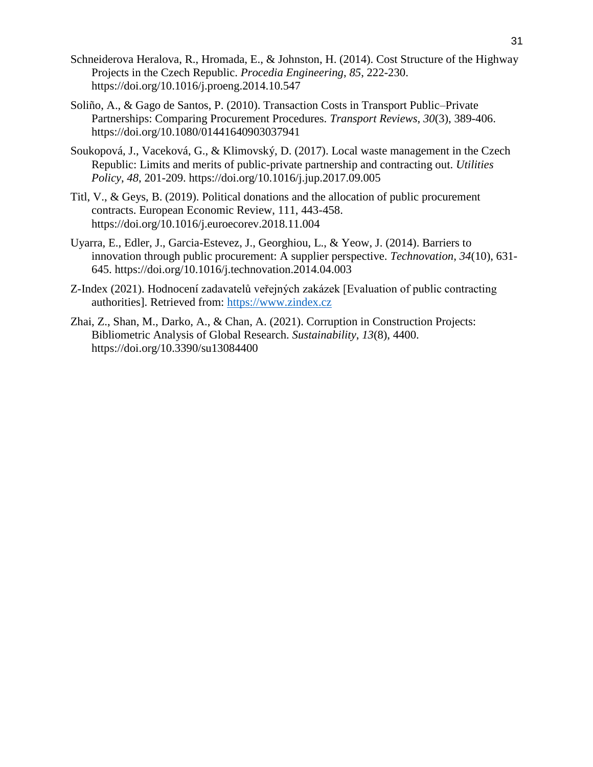Schneiderova Heralova, R., Hromada, E., & Johnston, H. (2014). Cost Structure of the Highway Projects in the Czech Republic. *Procedia Engineering*, *85*, 222-230. https://doi.org/10.1016/j.proeng.2014.10.547

Soliño, A., & Gago de Santos, P. (2010). Transaction Costs in Transport Public–Private Partnerships: Comparing Procurement Procedures. *Transport Reviews*, *30*(3), 389-406. https://doi.org/10.1080/01441640903037941

Soukopová, J., Vaceková, G., & Klimovský, D. (2017). Local waste management in the Czech Republic: Limits and merits of public-private partnership and contracting out. *Utilities Policy*, *48*, 201-209. https://doi.org/10.1016/j.jup.2017.09.005

Titl, V., & Geys, B. (2019). Political donations and the allocation of public procurement contracts. European Economic Review, 111, 443-458. https://doi.org/10.1016/j.euroecorev.2018.11.004

Uyarra, E., Edler, J., Garcia-Estevez, J., Georghiou, L., & Yeow, J. (2014). Barriers to innovation through public procurement: A supplier perspective. *Technovation*, *34*(10), 631-645. https://doi.org/10.1016/j.technovation.2014.04.003

Z-Index (2021). Hodnocení zadavatelů veřejných zakázek [Evaluation of public contracting authorities]. Retrieved from: https://www.zindex.cz

Zhai, Z., Shan, M., Darko, A., & Chan, A. (2021). Corruption in Construction Projects: Bibliometric Analysis of Global Research. *Sustainability*, *13*(8), 4400. https://doi.org/10.3390/su13084400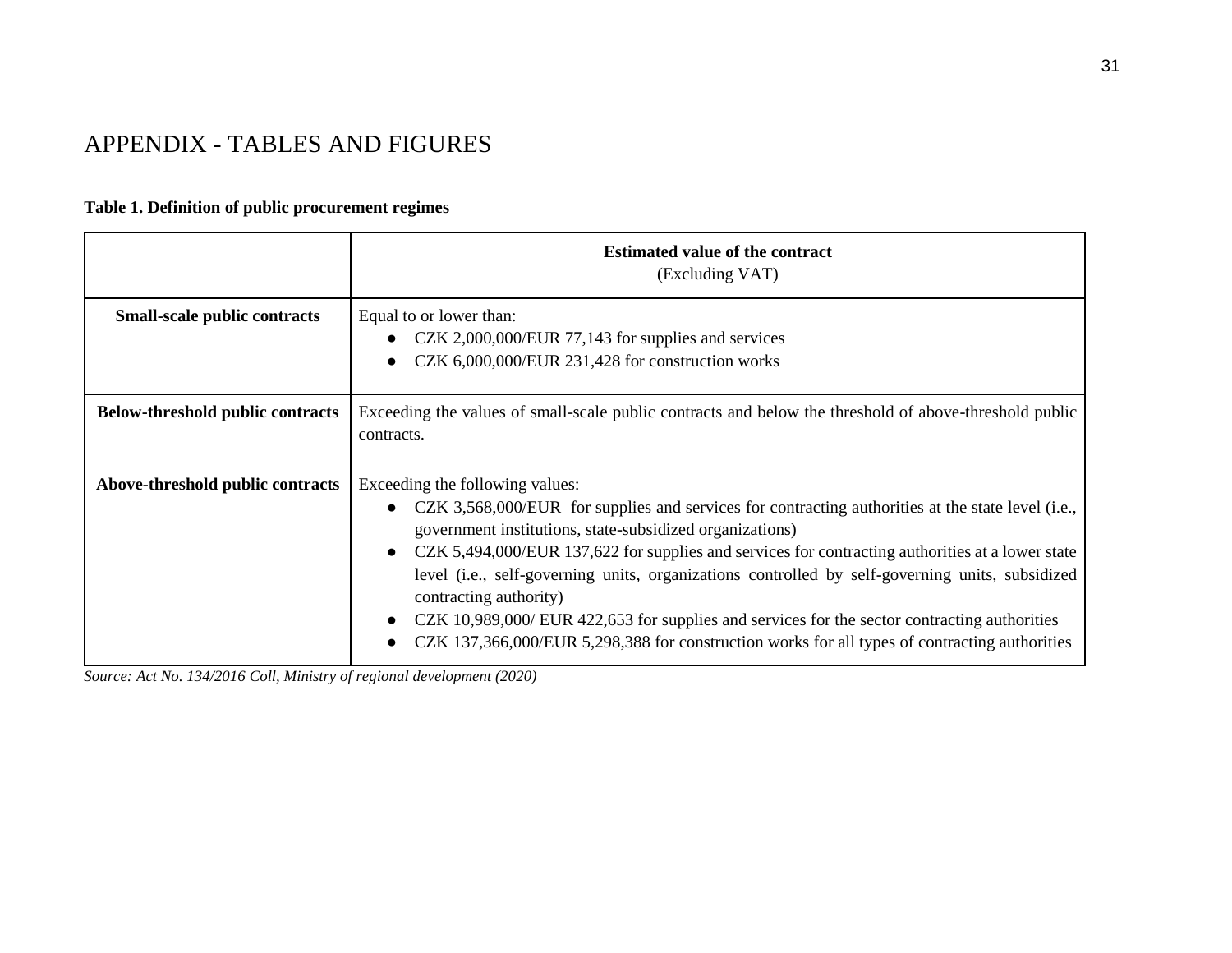# APPENDIX - TABLES AND FIGURES

**Table 1. Definition of public procurement regimes**

| | **Estimated value of the contract** (Excluding VAT) |
|---|---|
| **Small-scale public contracts** | Equal to or lower than: <br>● CZK 2,000,000/EUR 77,143 for supplies and services <br>● CZK 6,000,000/EUR 231,428 for construction works |
| **Below-threshold public contracts** | Exceeding the values of small-scale public contracts and below the threshold of above-threshold public contracts. |
| **Above-threshold public contracts** | Exceeding the following values: <br>● CZK 3,568,000/EUR for supplies and services for contracting authorities at the state level (i.e., government institutions, state-subsidized organizations) <br>● CZK 5,494,000/EUR 137,622 for supplies and services for contracting authorities at a lower state level (i.e., self-governing units, organizations controlled by self-governing units, subsidized contracting authority) <br>● CZK 10,989,000/ EUR 422,653 for supplies and services for the sector contracting authorities <br>● CZK 137,366,000/EUR 5,298,388 for construction works for all types of contracting authorities |

*Source: Act No. 134/2016 Coll, Ministry of regional development (2020)*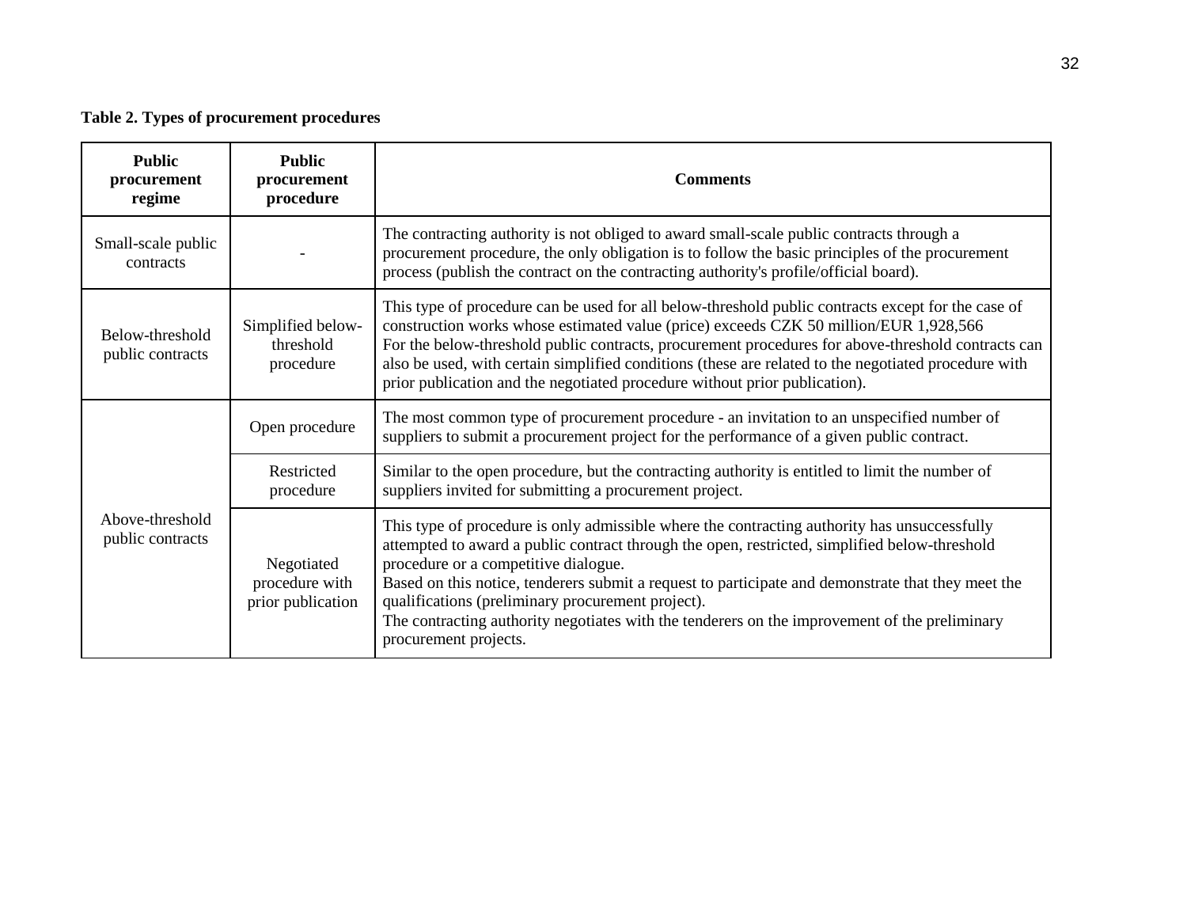**Table 2. Types of procurement procedures**

| Public procurement regime | Public procurement procedure | Comments |
|---|---|---|
| Small-scale public contracts | - | The contracting authority is not obliged to award small-scale public contracts through a procurement procedure, the only obligation is to follow the basic principles of the procurement process (publish the contract on the contracting authority's profile/official board). |
| Below-threshold public contracts | Simplified below-threshold procedure | This type of procedure can be used for all below-threshold public contracts except for the case of construction works whose estimated value (price) exceeds CZK 50 million/EUR 1,928,566<br>For the below-threshold public contracts, procurement procedures for above-threshold contracts can also be used, with certain simplified conditions (these are related to the negotiated procedure with prior publication and the negotiated procedure without prior publication). |
| Above-threshold public contracts | Open procedure | The most common type of procurement procedure - an invitation to an unspecified number of suppliers to submit a procurement project for the performance of a given public contract. |
| | Restricted procedure | Similar to the open procedure, but the contracting authority is entitled to limit the number of suppliers invited for submitting a procurement project. |
| | Negotiated procedure with prior publication | This type of procedure is only admissible where the contracting authority has unsuccessfully attempted to award a public contract through the open, restricted, simplified below-threshold procedure or a competitive dialogue.<br>Based on this notice, tenderers submit a request to participate and demonstrate that they meet the qualifications (preliminary procurement project).<br>The contracting authority negotiates with the tenderers on the improvement of the preliminary procurement projects. |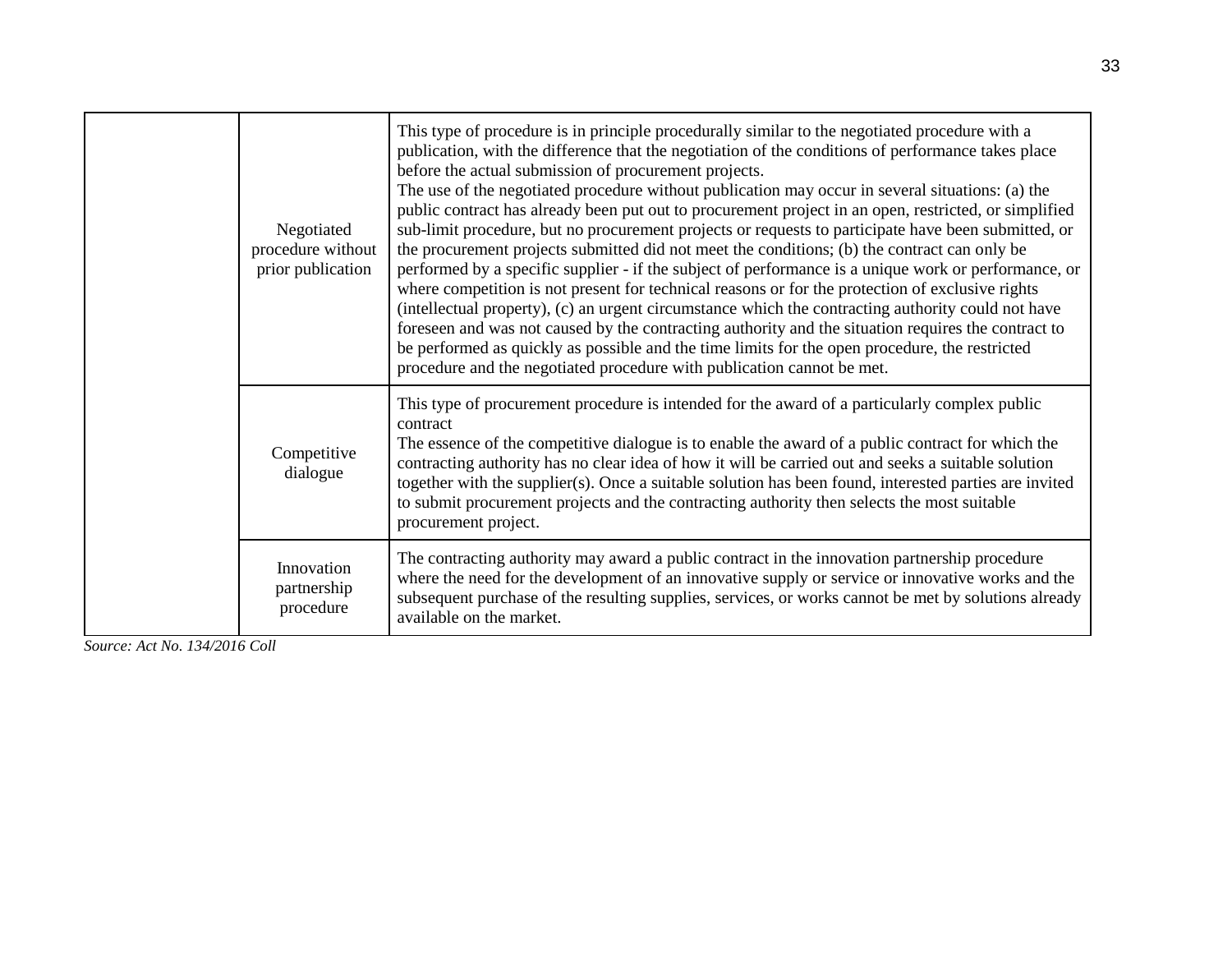| | | |
|---|---|---|
| | Negotiated procedure without prior publication | This type of procedure is in principle procedurally similar to the negotiated procedure with a publication, with the difference that the negotiation of the conditions of performance takes place before the actual submission of procurement projects.<br>The use of the negotiated procedure without publication may occur in several situations: (a) the public contract has already been put out to procurement project in an open, restricted, or simplified sub-limit procedure, but no procurement projects or requests to participate have been submitted, or the procurement projects submitted did not meet the conditions; (b) the contract can only be performed by a specific supplier - if the subject of performance is a unique work or performance, or where competition is not present for technical reasons or for the protection of exclusive rights (intellectual property), (c) an urgent circumstance which the contracting authority could not have foreseen and was not caused by the contracting authority and the situation requires the contract to be performed as quickly as possible and the time limits for the open procedure, the restricted procedure and the negotiated procedure with publication cannot be met. |
| | Competitive dialogue | This type of procurement procedure is intended for the award of a particularly complex public contract<br>The essence of the competitive dialogue is to enable the award of a public contract for which the contracting authority has no clear idea of how it will be carried out and seeks a suitable solution together with the supplier(s). Once a suitable solution has been found, interested parties are invited to submit procurement projects and the contracting authority then selects the most suitable procurement project. |
| | Innovation partnership procedure | The contracting authority may award a public contract in the innovation partnership procedure where the need for the development of an innovative supply or service or innovative works and the subsequent purchase of the resulting supplies, services, or works cannot be met by solutions already available on the market. |

*Source: Act No. 134/2016 Coll*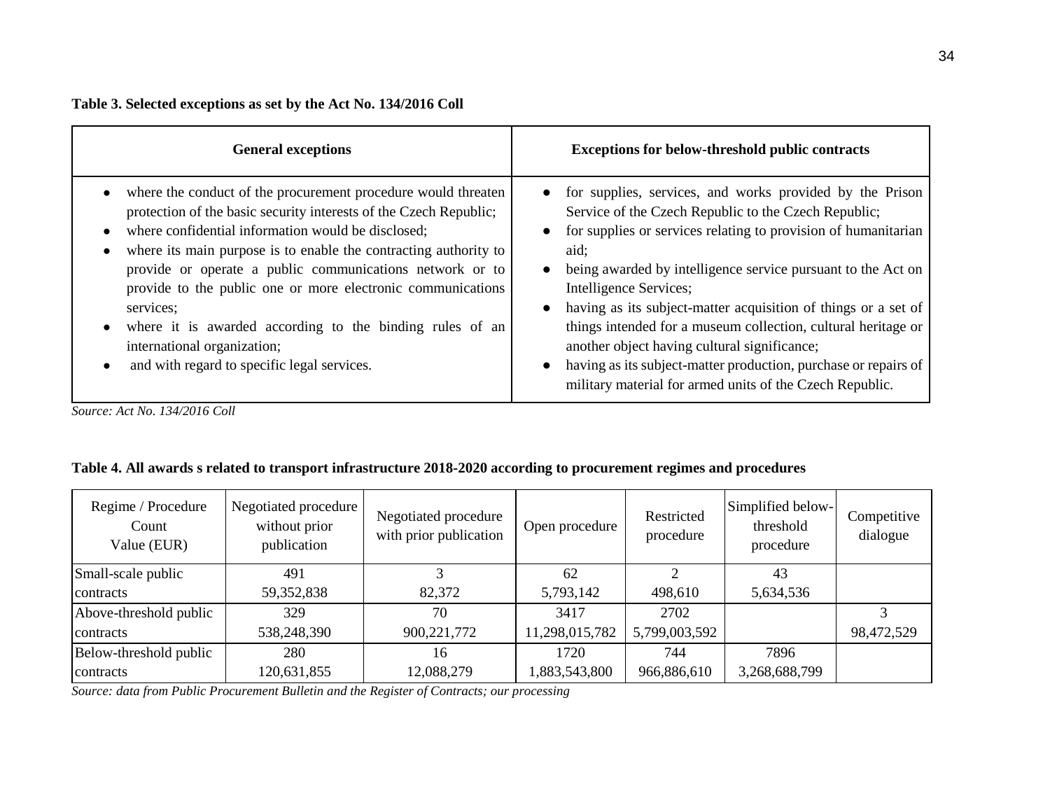**Table 3. Selected exceptions as set by the Act No. 134/2016 Coll**

| General exceptions | Exceptions for below-threshold public contracts |
| --- | --- |
| • where the conduct of the procurement procedure would threaten protection of the basic security interests of the Czech Republic;<br>• where confidential information would be disclosed;<br>• where its main purpose is to enable the contracting authority to provide or operate a public communications network or to provide to the public one or more electronic communications services;<br>• where it is awarded according to the binding rules of an international organization;<br>• and with regard to specific legal services. | • for supplies, services, and works provided by the Prison Service of the Czech Republic to the Czech Republic;<br>• for supplies or services relating to provision of humanitarian aid;<br>• being awarded by intelligence service pursuant to the Act on Intelligence Services;<br>• having as its subject-matter acquisition of things or a set of things intended for a museum collection, cultural heritage or another object having cultural significance;<br>• having as its subject-matter production, purchase or repairs of military material for armed units of the Czech Republic. |

*Source: Act No. 134/2016 Coll*

**Table 4. All awards s related to transport infrastructure 2018-2020 according to procurement regimes and procedures**

| Regime / Procedure<br>Count<br>Value (EUR) | Negotiated procedure without prior publication | Negotiated procedure with prior publication | Open procedure | Restricted procedure | Simplified below-threshold procedure | Competitive dialogue |
| --- | --- | --- | --- | --- | --- | --- |
| Small-scale public contracts | 491<br>59,352,838 | 3<br>82,372 | 62<br>5,793,142 | 2<br>498,610 | 43<br>5,634,536 | |
| Above-threshold public contracts | 329<br>538,248,390 | 70<br>900,221,772 | 3417<br>11,298,015,782 | 2702<br>5,799,003,592 | | 3<br>98,472,529 |
| Below-threshold public contracts | 280<br>120,631,855 | 16<br>12,088,279 | 1720<br>1,883,543,800 | 744<br>966,886,610 | 7896<br>3,268,688,799 | |

*Source: data from Public Procurement Bulletin and the Register of Contracts; our processing*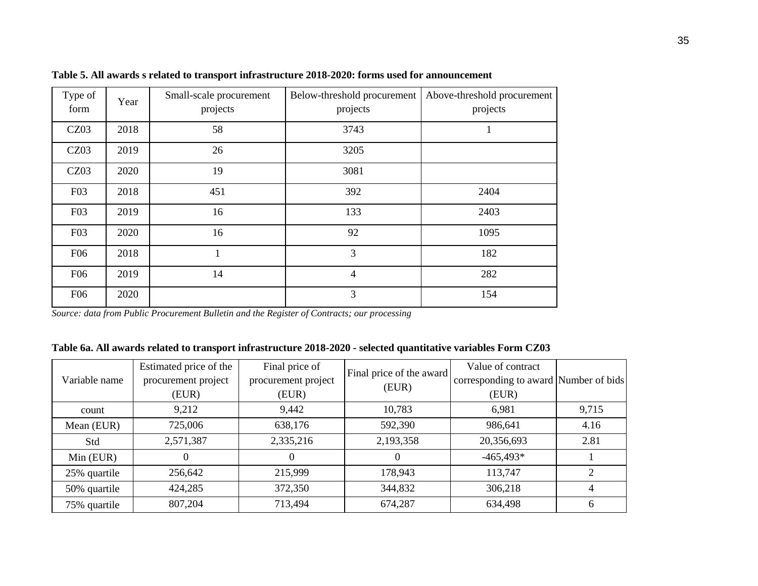**Table 5. All awards s related to transport infrastructure 2018-2020: forms used for announcement**

| Type of form | Year | Small-scale procurement projects | Below-threshold procurement projects | Above-threshold procurement projects |
|---|---|---|---|---|
| CZ03 | 2018 | 58 | 3743 | 1 |
| CZ03 | 2019 | 26 | 3205 | |
| CZ03 | 2020 | 19 | 3081 | |
| F03 | 2018 | 451 | 392 | 2404 |
| F03 | 2019 | 16 | 133 | 2403 |
| F03 | 2020 | 16 | 92 | 1095 |
| F06 | 2018 | 1 | 3 | 182 |
| F06 | 2019 | 14 | 4 | 282 |
| F06 | 2020 | | 3 | 154 |

*Source: data from Public Procurement Bulletin and the Register of Contracts; our processing*

**Table 6a. All awards related to transport infrastructure 2018-2020 - selected quantitative variables Form CZ03**

| Variable name | Estimated price of the procurement project (EUR) | Final price of procurement project (EUR) | Final price of the award (EUR) | Value of contract corresponding to award (EUR) | Number of bids |
|---|---|---|---|---|---|
| count | 9,212 | 9,442 | 10,783 | 6,981 | 9,715 |
| Mean (EUR) | 725,006 | 638,176 | 592,390 | 986,641 | 4.16 |
| Std | 2,571,387 | 2,335,216 | 2,193,358 | 20,356,693 | 2.81 |
| Min (EUR) | 0 | 0 | 0 | -465,493* | 1 |
| 25% quartile | 256,642 | 215,999 | 178,943 | 113,747 | 2 |
| 50% quartile | 424,285 | 372,350 | 344,832 | 306,218 | 4 |
| 75% quartile | 807,204 | 713,494 | 674,287 | 634,498 | 6 |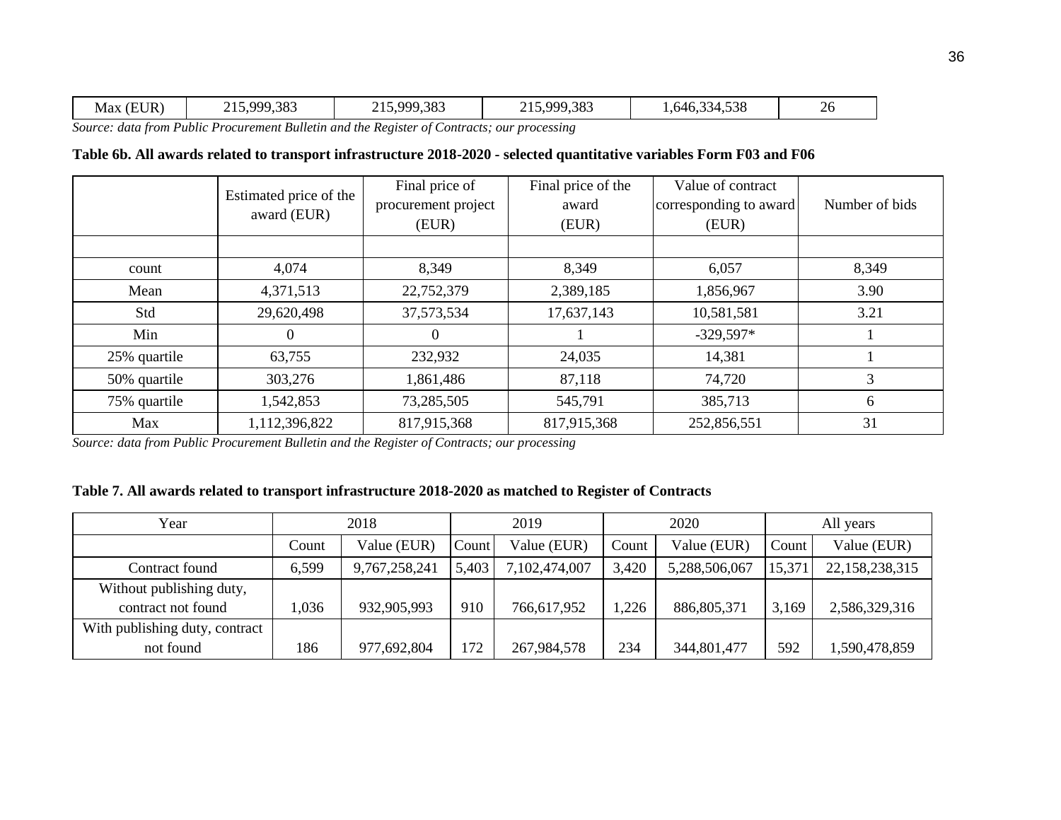| Max (EUR) | 215,999,383 | 215,999,383 | 215,999,383 | 1,646,334,538 | 26 |
|---|---|---|---|---|---|

*Source: data from Public Procurement Bulletin and the Register of Contracts; our processing*

**Table 6b. All awards related to transport infrastructure 2018-2020 - selected quantitative variables Form F03 and F06**

| | Estimated price of the award (EUR) | Final price of procurement project (EUR) | Final price of the award (EUR) | Value of contract corresponding to award (EUR) | Number of bids |
|---|---|---|---|---|---|
| | | | | | |
| count | 4,074 | 8,349 | 8,349 | 6,057 | 8,349 |
| Mean | 4,371,513 | 22,752,379 | 2,389,185 | 1,856,967 | 3.90 |
| Std | 29,620,498 | 37,573,534 | 17,637,143 | 10,581,581 | 3.21 |
| Min | 0 | 0 | 1 | -329,597* | 1 |
| 25% quartile | 63,755 | 232,932 | 24,035 | 14,381 | 1 |
| 50% quartile | 303,276 | 1,861,486 | 87,118 | 74,720 | 3 |
| 75% quartile | 1,542,853 | 73,285,505 | 545,791 | 385,713 | 6 |
| Max | 1,112,396,822 | 817,915,368 | 817,915,368 | 252,856,551 | 31 |

*Source: data from Public Procurement Bulletin and the Register of Contracts; our processing*

**Table 7. All awards related to transport infrastructure 2018-2020 as matched to Register of Contracts**

| Year | 2018 | | 2019 | | 2020 | | All years | |
|---|---|---|---|---|---|---|---|---|
| | Count | Value (EUR) | Count | Value (EUR) | Count | Value (EUR) | Count | Value (EUR) |
| Contract found | 6,599 | 9,767,258,241 | 5,403 | 7,102,474,007 | 3,420 | 5,288,506,067 | 15,371 | 22,158,238,315 |
| Without publishing duty, contract not found | 1,036 | 932,905,993 | 910 | 766,617,952 | 1,226 | 886,805,371 | 3,169 | 2,586,329,316 |
| With publishing duty, contract not found | 186 | 977,692,804 | 172 | 267,984,578 | 234 | 344,801,477 | 592 | 1,590,478,859 |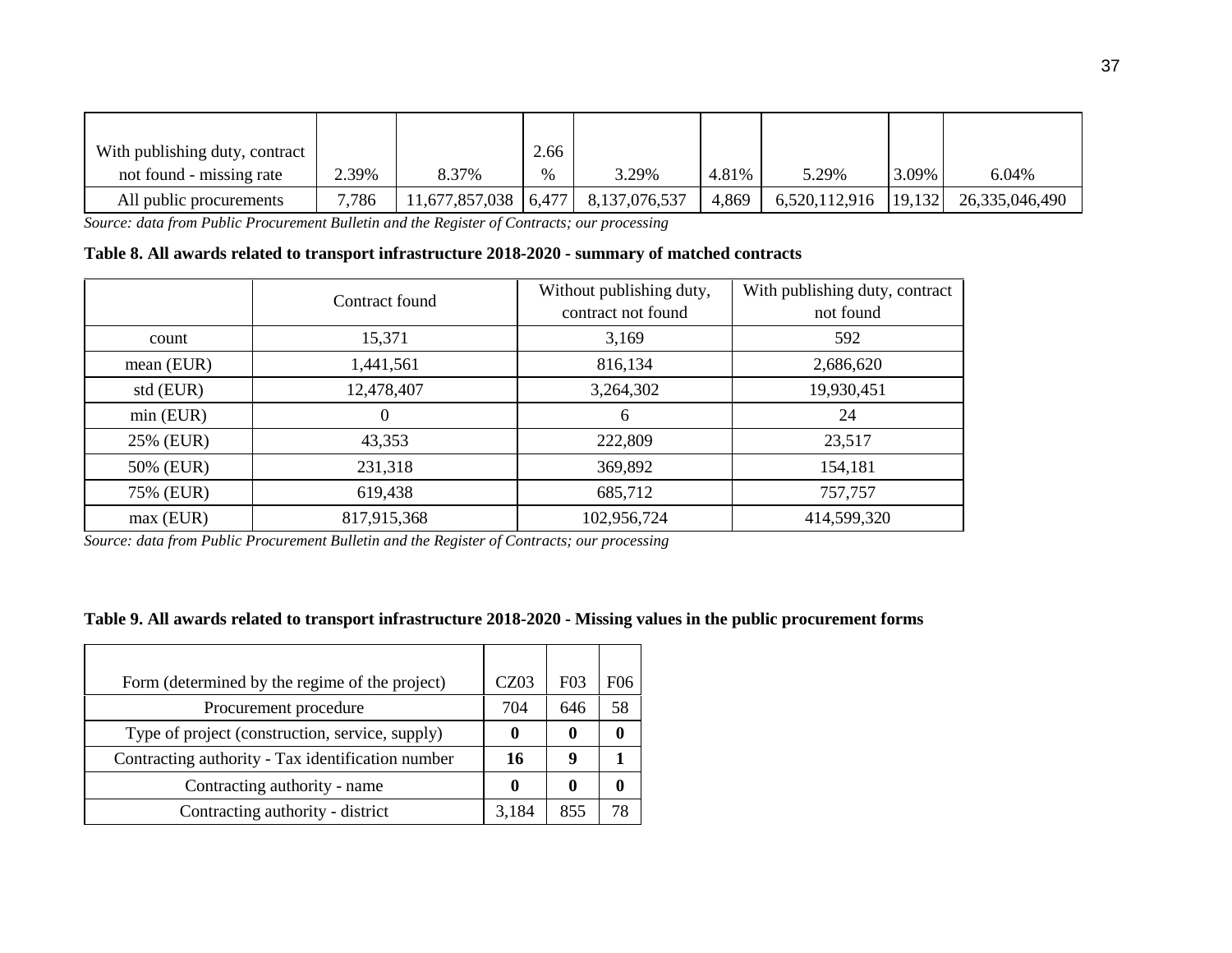| With publishing duty, contract not found - missing rate | 2.39% | 8.37% | 2.66 % | 3.29% | 4.81% | 5.29% | 3.09% | 6.04% |
|---|---|---|---|---|---|---|---|---|
| All public procurements | 7,786 | 11,677,857,038 | 6,477 | 8,137,076,537 | 4,869 | 6,520,112,916 | 19,132 | 26,335,046,490 |

*Source: data from Public Procurement Bulletin and the Register of Contracts; our processing*

**Table 8. All awards related to transport infrastructure 2018-2020 - summary of matched contracts**

| | Contract found | Without publishing duty, contract not found | With publishing duty, contract not found |
|---|---|---|---|
| count | 15,371 | 3,169 | 592 |
| mean (EUR) | 1,441,561 | 816,134 | 2,686,620 |
| std (EUR) | 12,478,407 | 3,264,302 | 19,930,451 |
| min (EUR) | 0 | 6 | 24 |
| 25% (EUR) | 43,353 | 222,809 | 23,517 |
| 50% (EUR) | 231,318 | 369,892 | 154,181 |
| 75% (EUR) | 619,438 | 685,712 | 757,757 |
| max (EUR) | 817,915,368 | 102,956,724 | 414,599,320 |

*Source: data from Public Procurement Bulletin and the Register of Contracts; our processing*

**Table 9. All awards related to transport infrastructure 2018-2020 - Missing values in the public procurement forms**

| Form (determined by the regime of the project) | CZ03 | F03 | F06 |
|---|---|---|---|
| Procurement procedure | 704 | 646 | 58 |
| Type of project (construction, service, supply) | **0** | **0** | **0** |
| Contracting authority - Tax identification number | **16** | **9** | **1** |
| Contracting authority - name | **0** | **0** | **0** |
| Contracting authority - district | 3,184 | 855 | 78 |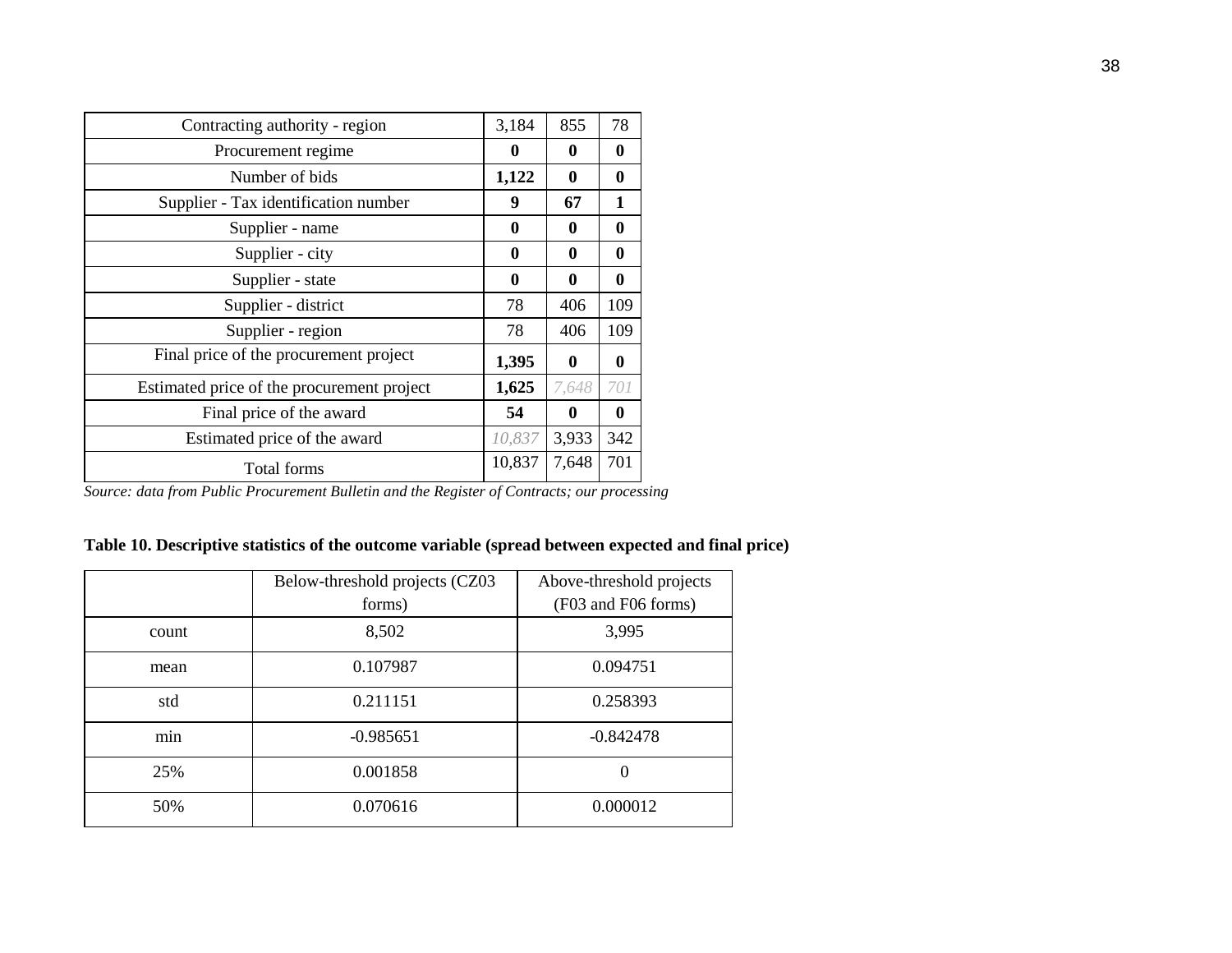| Contracting authority - region | 3,184 | 855 | 78 |
|---|---|---|---|
| Procurement regime | **0** | **0** | **0** |
| Number of bids | **1,122** | **0** | **0** |
| Supplier - Tax identification number | **9** | **67** | **1** |
| Supplier - name | **0** | **0** | **0** |
| Supplier - city | **0** | **0** | **0** |
| Supplier - state | **0** | **0** | **0** |
| Supplier - district | 78 | 406 | 109 |
| Supplier - region | 78 | 406 | 109 |
| Final price of the procurement project | **1,395** | **0** | **0** |
| Estimated price of the procurement project | **1,625** | *7,648* | *701* |
| Final price of the award | **54** | **0** | **0** |
| Estimated price of the award | *10,837* | 3,933 | 342 |
| Total forms | 10,837 | 7,648 | 701 |

*Source: data from Public Procurement Bulletin and the Register of Contracts; our processing*

**Table 10. Descriptive statistics of the outcome variable (spread between expected and final price)**

| | Below-threshold projects (CZ03 forms) | Above-threshold projects (F03 and F06 forms) |
|---|---|---|
| count | 8,502 | 3,995 |
| mean | 0.107987 | 0.094751 |
| std | 0.211151 | 0.258393 |
| min | -0.985651 | -0.842478 |
| 25% | 0.001858 | 0 |
| 50% | 0.070616 | 0.000012 |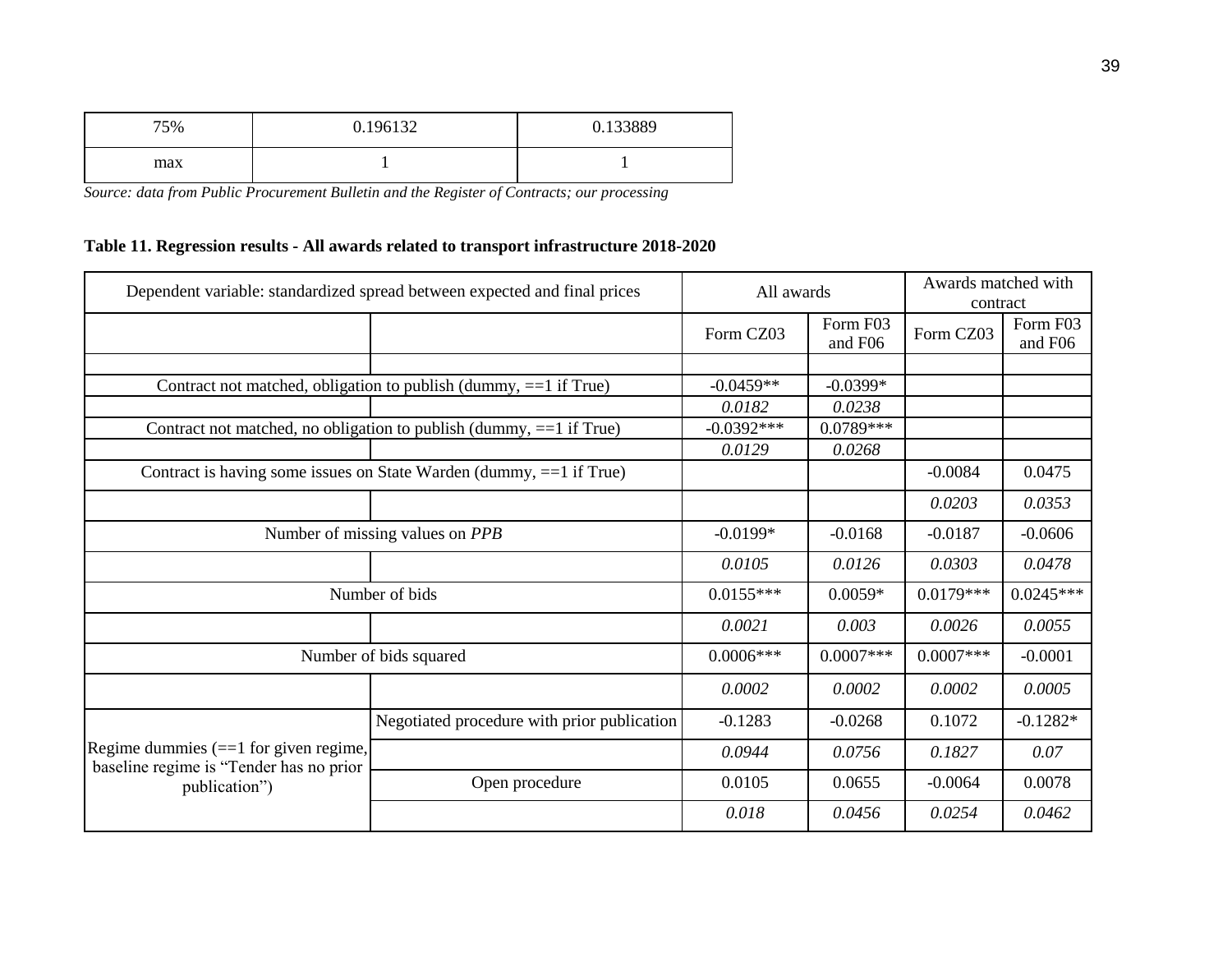| 75% | 0.196132 | 0.133889 |
|---|---|---|
| max | 1 | 1 |

*Source: data from Public Procurement Bulletin and the Register of Contracts; our processing*

**Table 11. Regression results - All awards related to transport infrastructure 2018-2020**

| Dependent variable: standardized spread between expected and final prices | | All awards | | Awards matched with contract | |
|---|---|---|---|---|---|
| | | Form CZ03 | Form F03 and F06 | Form CZ03 | Form F03 and F06 |
| | | | | | |
| Contract not matched, obligation to publish (dummy, ==1 if True) | | -0.0459** | -0.0399* | | |
| | | *0.0182* | *0.0238* | | |
| Contract not matched, no obligation to publish (dummy, ==1 if True) | | -0.0392*** | 0.0789*** | | |
| | | *0.0129* | *0.0268* | | |
| Contract is having some issues on State Warden (dummy, ==1 if True) | | | | -0.0084 | 0.0475 |
| | | | | *0.0203* | *0.0353* |
| Number of missing values on *PPB* | | -0.0199* | -0.0168 | -0.0187 | -0.0606 |
| | | *0.0105* | *0.0126* | *0.0303* | *0.0478* |
| Number of bids | | 0.0155*** | 0.0059* | 0.0179*** | 0.0245*** |
| | | *0.0021* | *0.003* | *0.0026* | *0.0055* |
| Number of bids squared | | 0.0006*** | 0.0007*** | 0.0007*** | -0.0001 |
| | | *0.0002* | *0.0002* | *0.0002* | *0.0005* |
| Regime dummies (==1 for given regime, baseline regime is "Tender has no prior publication") | Negotiated procedure with prior publication | -0.1283 | -0.0268 | 0.1072 | -0.1282* |
| | | *0.0944* | *0.0756* | *0.1827* | *0.07* |
| | Open procedure | 0.0105 | 0.0655 | -0.0064 | 0.0078 |
| | | *0.018* | *0.0456* | *0.0254* | *0.0462* |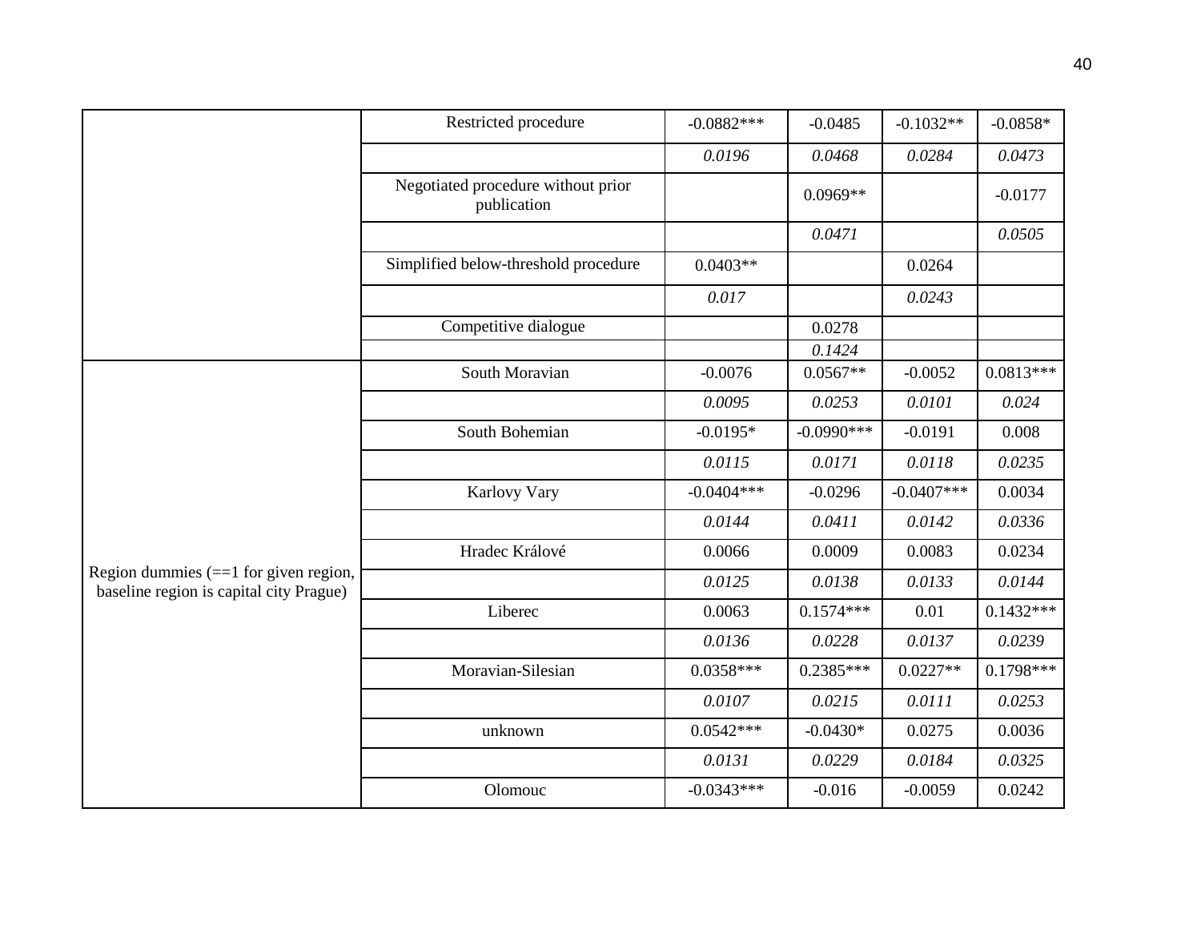| | | | | | |
|---|---|---|---|---|---|
| | Restricted procedure | -0.0882*** | -0.0485 | -0.1032** | -0.0858* |
| | | *0.0196* | *0.0468* | *0.0284* | *0.0473* |
| | Negotiated procedure without prior publication | | 0.0969** | | -0.0177 |
| | | | *0.0471* | | *0.0505* |
| | Simplified below-threshold procedure | 0.0403** | | 0.0264 | |
| | | *0.017* | | *0.0243* | |
| | Competitive dialogue | | 0.0278 | | |
| | | | *0.1424* | | |
| Region dummies (==1 for given region, baseline region is capital city Prague) | South Moravian | -0.0076 | 0.0567** | -0.0052 | 0.0813*** |
| | | *0.0095* | *0.0253* | *0.0101* | *0.024* |
| | South Bohemian | -0.0195* | -0.0990*** | -0.0191 | 0.008 |
| | | *0.0115* | *0.0171* | *0.0118* | *0.0235* |
| | Karlovy Vary | -0.0404*** | -0.0296 | -0.0407*** | 0.0034 |
| | | *0.0144* | *0.0411* | *0.0142* | *0.0336* |
| | Hradec Králové | 0.0066 | 0.0009 | 0.0083 | 0.0234 |
| | | *0.0125* | *0.0138* | *0.0133* | *0.0144* |
| | Liberec | 0.0063 | 0.1574*** | 0.01 | 0.1432*** |
| | | *0.0136* | *0.0228* | *0.0137* | *0.0239* |
| | Moravian-Silesian | 0.0358*** | 0.2385*** | 0.0227** | 0.1798*** |
| | | *0.0107* | *0.0215* | *0.0111* | *0.0253* |
| | unknown | 0.0542*** | -0.0430* | 0.0275 | 0.0036 |
| | | *0.0131* | *0.0229* | *0.0184* | *0.0325* |
| | Olomouc | -0.0343*** | -0.016 | -0.0059 | 0.0242 |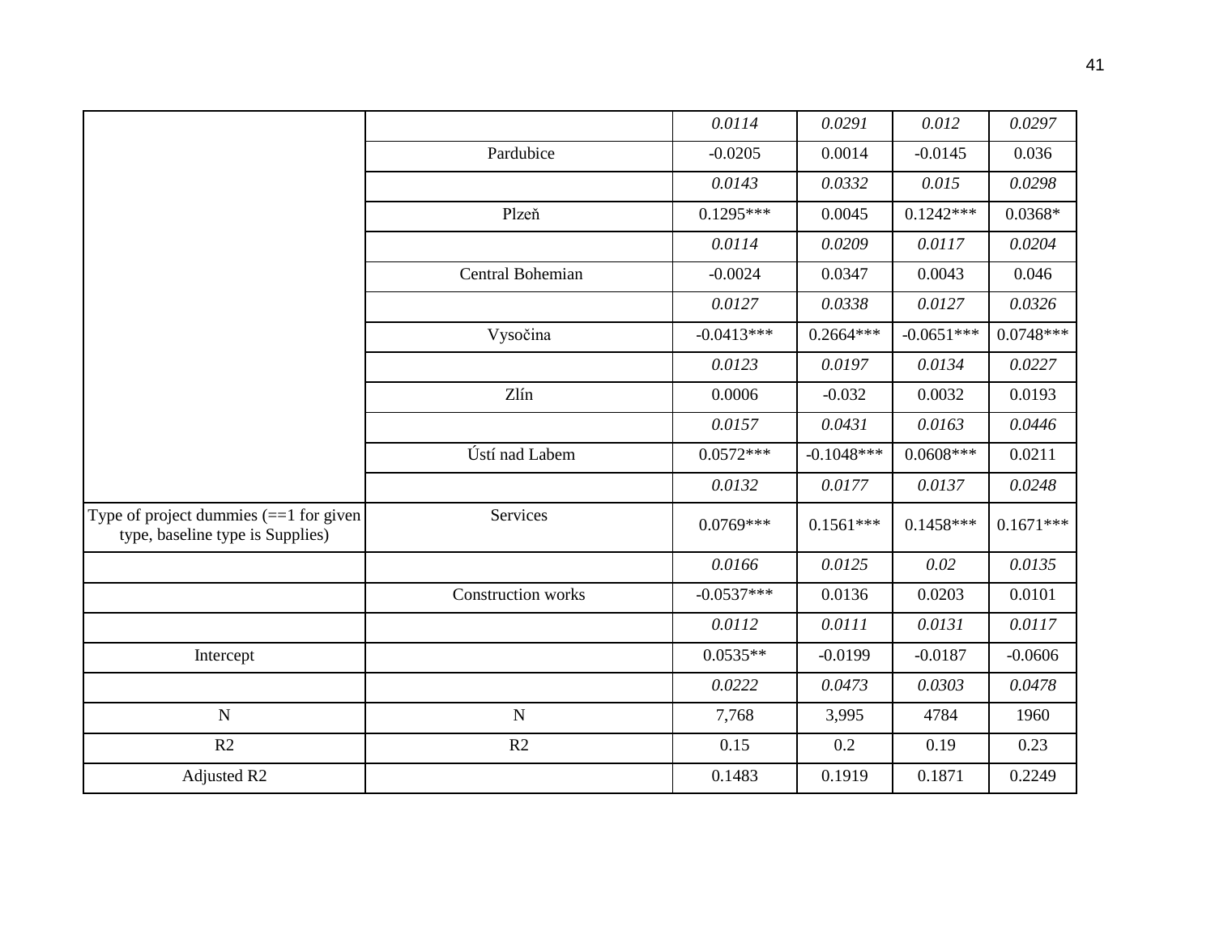| | | | | | |
|---|---|---|---|---|---|
| | | *0.0114* | *0.0291* | *0.012* | *0.0297* |
| | Pardubice | -0.0205 | 0.0014 | -0.0145 | 0.036 |
| | | *0.0143* | *0.0332* | *0.015* | *0.0298* |
| | Plzeň | 0.1295*** | 0.0045 | 0.1242*** | 0.0368* |
| | | *0.0114* | *0.0209* | *0.0117* | *0.0204* |
| | Central Bohemian | -0.0024 | 0.0347 | 0.0043 | 0.046 |
| | | *0.0127* | *0.0338* | *0.0127* | *0.0326* |
| | Vysočina | -0.0413*** | 0.2664*** | -0.0651*** | 0.0748*** |
| | | *0.0123* | *0.0197* | *0.0134* | *0.0227* |
| | Zlín | 0.0006 | -0.032 | 0.0032 | 0.0193 |
| | | *0.0157* | *0.0431* | *0.0163* | *0.0446* |
| | Ústí nad Labem | 0.0572*** | -0.1048*** | 0.0608*** | 0.0211 |
| | | *0.0132* | *0.0177* | *0.0137* | *0.0248* |
| Type of project dummies (==1 for given type, baseline type is Supplies) | Services | 0.0769*** | 0.1561*** | 0.1458*** | 0.1671*** |
| | | *0.0166* | *0.0125* | *0.02* | *0.0135* |
| | Construction works | -0.0537*** | 0.0136 | 0.0203 | 0.0101 |
| | | *0.0112* | *0.0111* | *0.0131* | *0.0117* |
| Intercept | | 0.0535** | -0.0199 | -0.0187 | -0.0606 |
| | | *0.0222* | *0.0473* | *0.0303* | *0.0478* |
| N | N | 7,768 | 3,995 | 4784 | 1960 |
| R2 | R2 | 0.15 | 0.2 | 0.19 | 0.23 |
| Adjusted R2 | | 0.1483 | 0.1919 | 0.1871 | 0.2249 |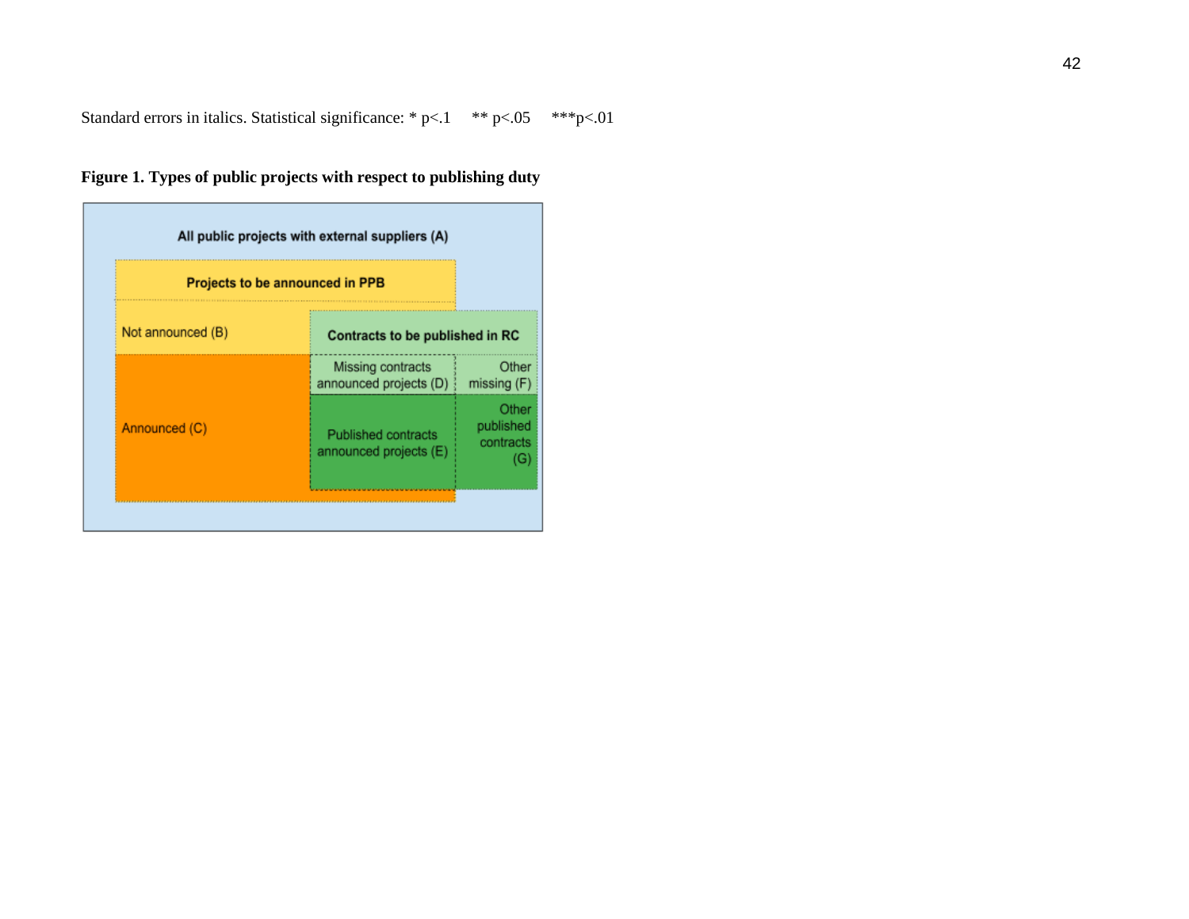Standard errors in italics. Statistical significance: * p<.1 ** p<.05 ***p<.01

**Figure 1. Types of public projects with respect to publishing duty**

All public projects with external suppliers (A)

Projects to be announced in PPB

Not announced (B)

Announced (C)

Contracts to be published in RC

Missing contracts announced projects (D)

Other missing (F)

Published contracts announced projects (E)

Other published contracts (G)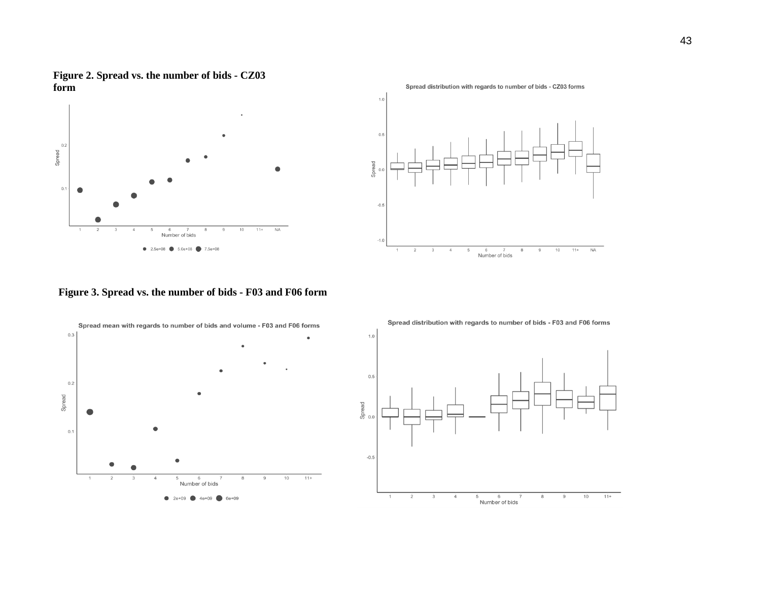**Figure 2. Spread vs. the number of bids - CZ03 form**

Spread

0.1

0.2

1 2 3 4 5 6 7 8 9 10 11+ NA

Number of bids

2.5e+08 5.0e+08 7.5e+08

Spread distribution with regards to number of bids - CZ03 forms

1.0

0.5

0.0

-0.5

-1.0

Spread

1 2 3 4 5 6 7 8 9 10 11+ NA

Number of bids

**Figure 3. Spread vs. the number of bids - F03 and F06 form**

Spread mean with regards to number of bids and volume - F03 and F06 forms

0.3

0.2

0.1

Spread

1 2 3 4 5 6 7 8 9 10 11+

Number of bids

2e+09 4e+09 6e+09

Spread distribution with regards to number of bids - F03 and F06 forms

1.0

0.5

0.0

-0.5

Spread

1 2 3 4 5 6 7 8 9 10 11+

Number of bids